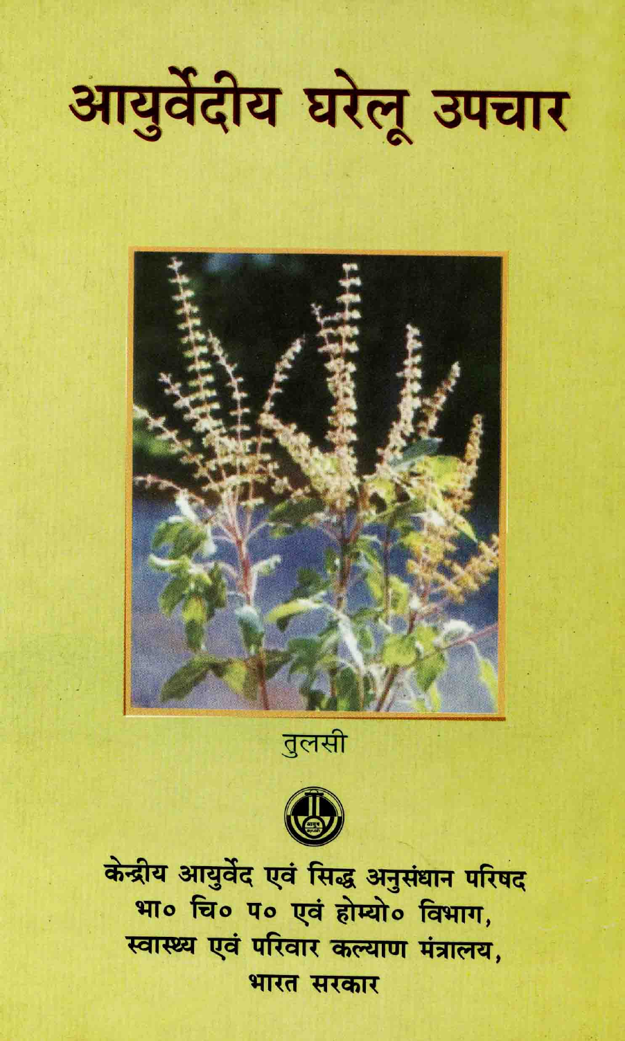# आयुर्वेदीय घरेलू उपचार

तुलसी

केन्द्रीय आयुर्वेद एवं सिद्ध अनुसंधान परिषद
भा० चि० प० एवं होम्यो० विभाग,
स्वास्थ्य एवं परिवार कल्याण मंत्रालय,
भारत सरकार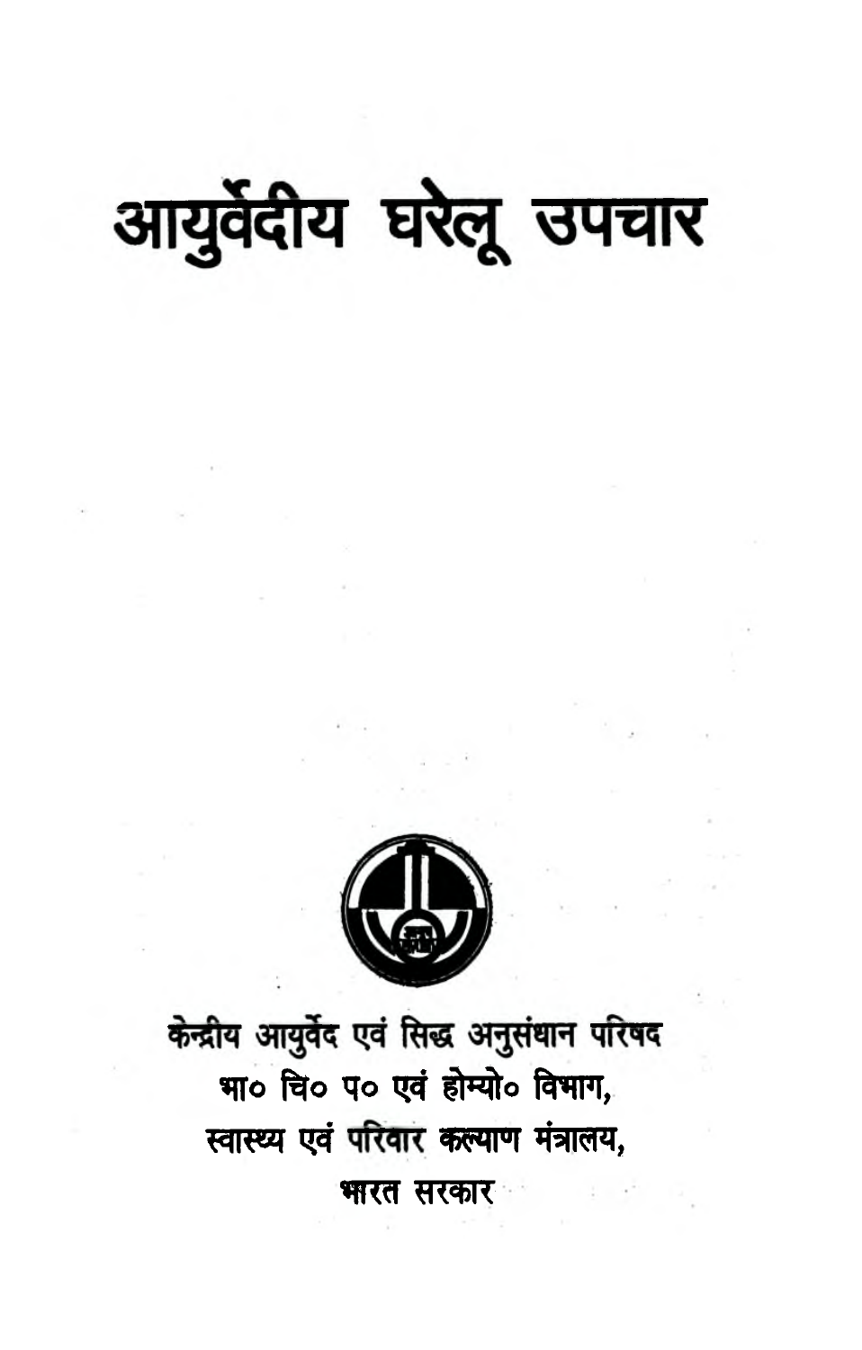# आयुर्वेदीय घरेलू उपचार

केन्द्रीय आयुर्वेद एवं सिद्ध अनुसंधान परिषद

भा० चि० प० एवं होम्यो० विभाग,

स्वास्थ्य एवं परिवार कल्याण मंत्रालय,

भारत सरकार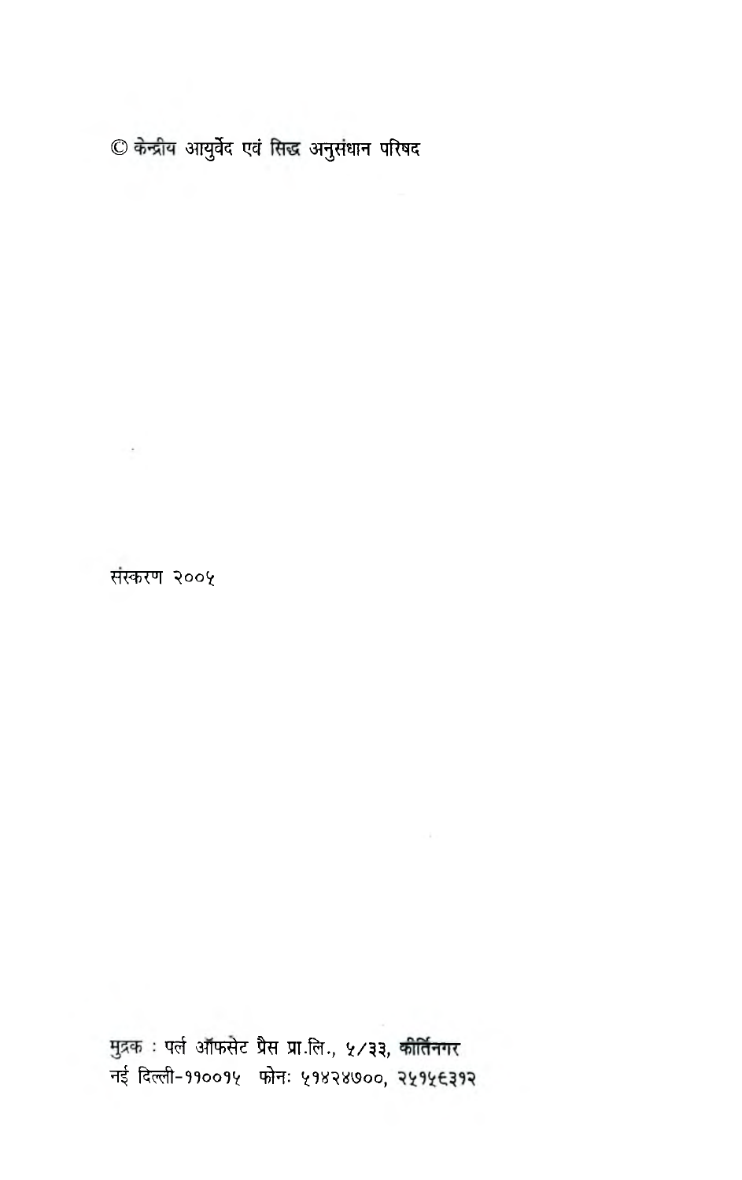© केन्द्रीय आयुर्वेद एवं सिद्ध अनुसंधान परिषद

संस्करण २००५

मुद्रक : पर्ल ऑफसेट प्रैस प्रा.लि., ५/३३, कीर्तिनगर
नई दिल्ली-११००१५ फोनः ५१४२४७००, २५१५६३१२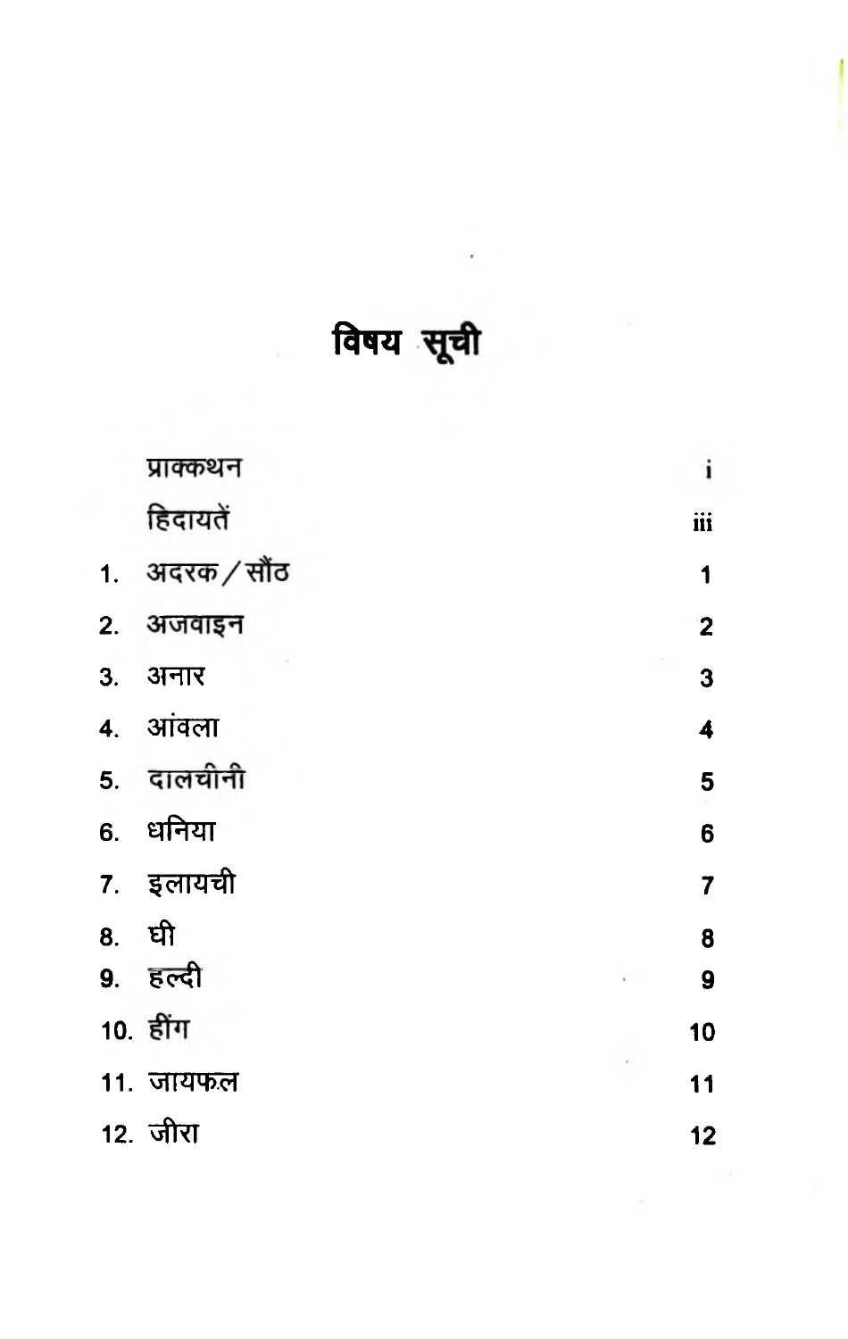# विषय सूची

| | | |
|---|---|---|
| | प्राक्कथन | i |
| | हिदायतें | iii |
| 1. | अदरक / सौंठ | 1 |
| 2. | अजवाइन | 2 |
| 3. | अनार | 3 |
| 4. | आंवला | 4 |
| 5. | दालचीनी | 5 |
| 6. | धनिया | 6 |
| 7. | इलायची | 7 |
| 8. | घी | 8 |
| 9. | हल्दी | 9 |
| 10. | हींग | 10 |
| 11. | जायफल | 11 |
| 12. | जीरा | 12 |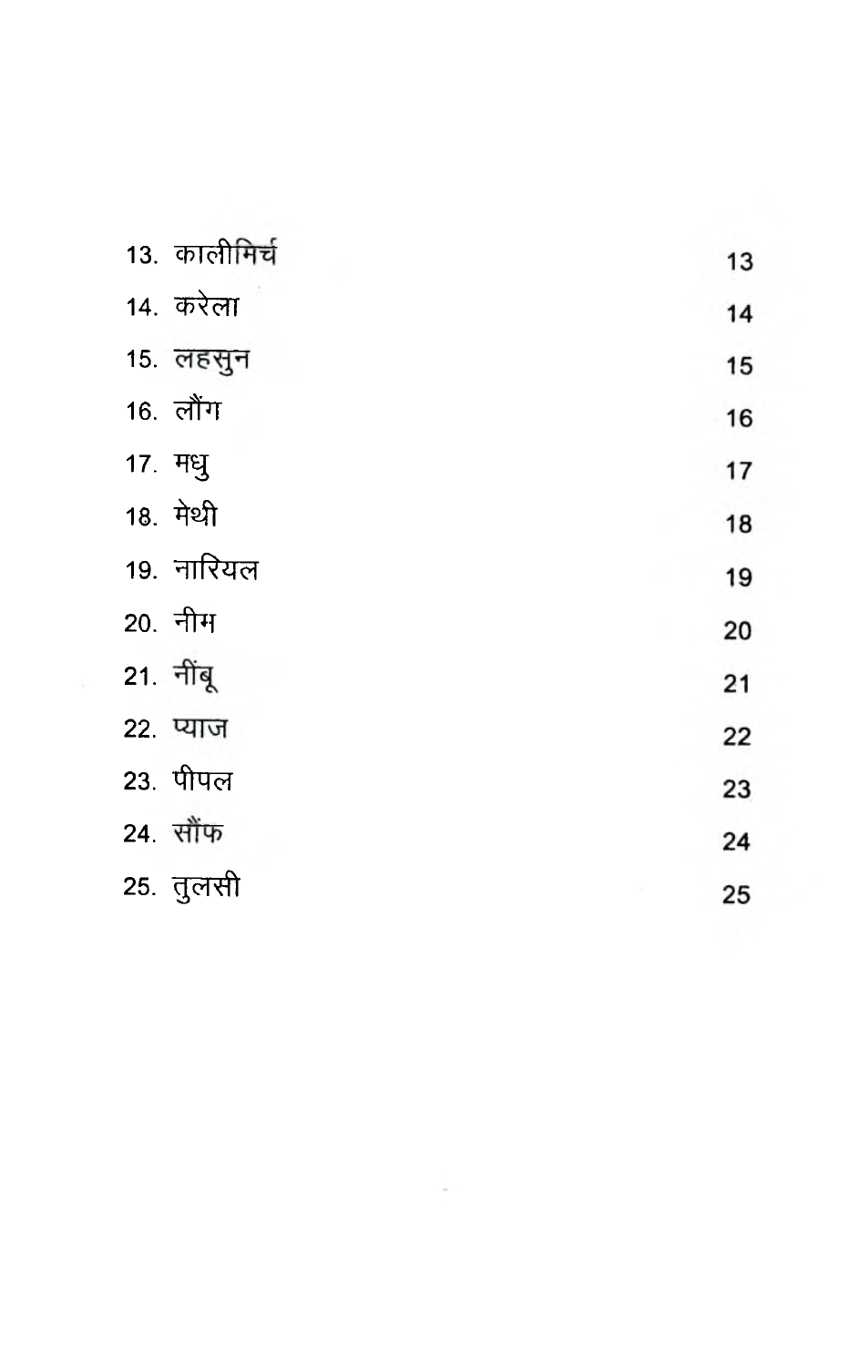| | |
|---|---|
| 13. कालीमिर्च | 13 |
| 14. करेला | 14 |
| 15. लहसुन | 15 |
| 16. लौंग | 16 |
| 17. मधु | 17 |
| 18. मेथी | 18 |
| 19. नारियल | 19 |
| 20. नीम | 20 |
| 21. नींबू | 21 |
| 22. प्याज | 22 |
| 23. पीपल | 23 |
| 24. सौंफ | 24 |
| 25. तुलसी | 25 |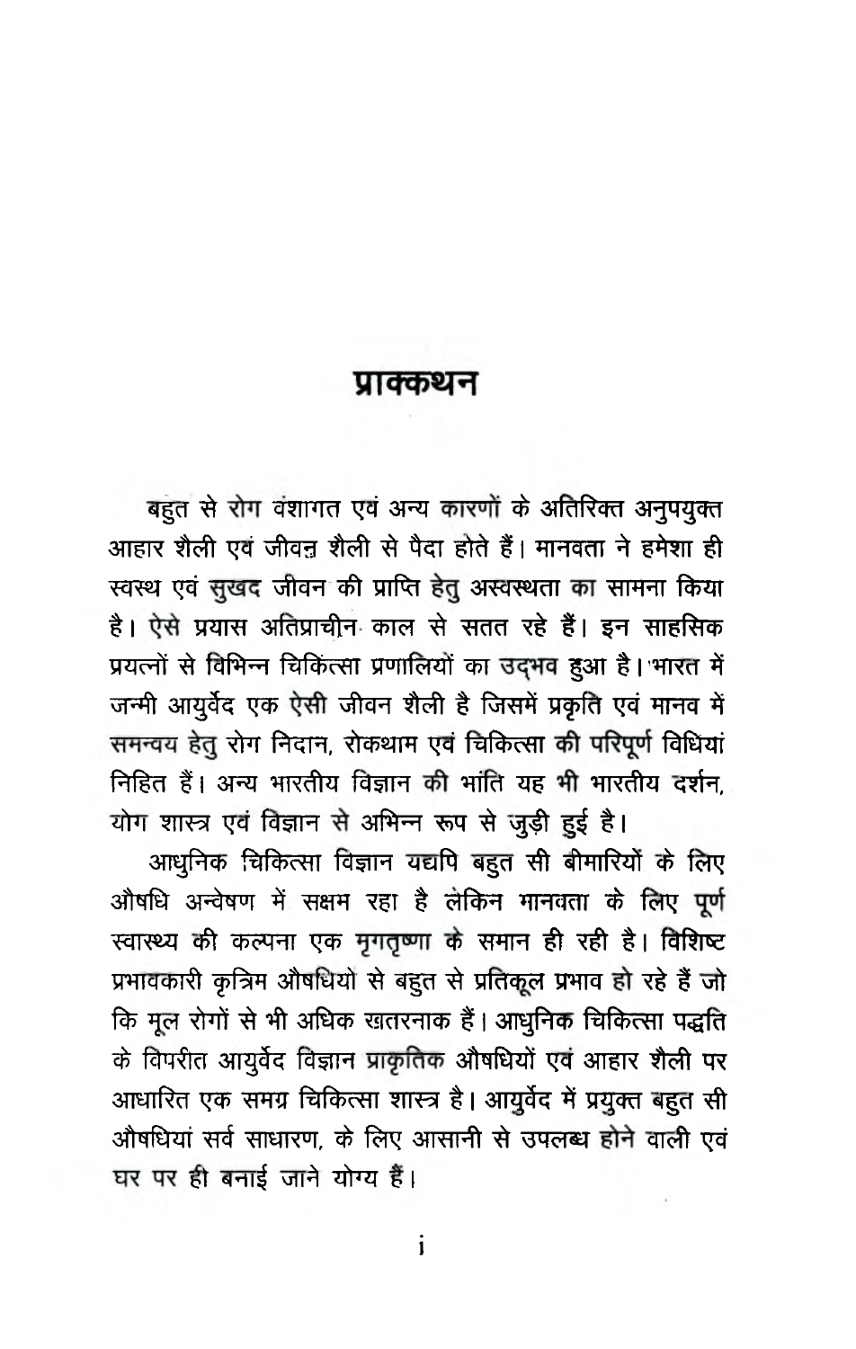# प्राक्कथन

बहुत से रोग वंशागत एवं अन्य कारणों के अतिरिक्त अनुपयुक्त आहार शैली एवं जीवन शैली से पैदा होते हैं। मानवता ने हमेशा ही स्वस्थ एवं सुखद जीवन की प्राप्ति हेतु अस्वस्थता का सामना किया है। ऐसे प्रयास अतिप्राचीन काल से सतत रहे हैं। इन साहसिक प्रयत्नों से विभिन्न चिकित्सा प्रणालियों का उद्‌भव हुआ है। भारत में जन्मी आयुर्वेद एक ऐसी जीवन शैली है जिसमें प्रकृति एवं मानव में समन्वय हेतु रोग निदान, रोकथाम एवं चिकित्सा की परिपूर्ण विधियां निहित हैं। अन्य भारतीय विज्ञान की भांति यह भी भारतीय दर्शन, योग शास्त्र एवं विज्ञान से अभिन्न रूप से जुड़ी हुई है।

आधुनिक चिकित्सा विज्ञान यद्यपि बहुत सी बीमारियों के लिए औषधि अन्वेषण में सक्षम रहा है लेकिन मानवता के लिए पूर्ण स्वास्थ्य की कल्पना एक मृगतृष्णा के समान ही रही है। विशिष्ट प्रभावकारी कृत्रिम औषधियों से बहुत से प्रतिकूल प्रभाव हो रहे हैं जो कि मूल रोगों से भी अधिक ख़तरनाक हैं। आधुनिक चिकित्सा पद्धति के विपरीत आयुर्वेद विज्ञान प्राकृतिक औषधियों एवं आहार शैली पर आधारित एक समग्र चिकित्सा शास्त्र है। आयुर्वेद में प्रयुक्त बहुत सी औषधियां सर्व साधारण, के लिए आसानी से उपलब्ध होने वाली एवं घर पर ही बनाई जाने योग्य हैं।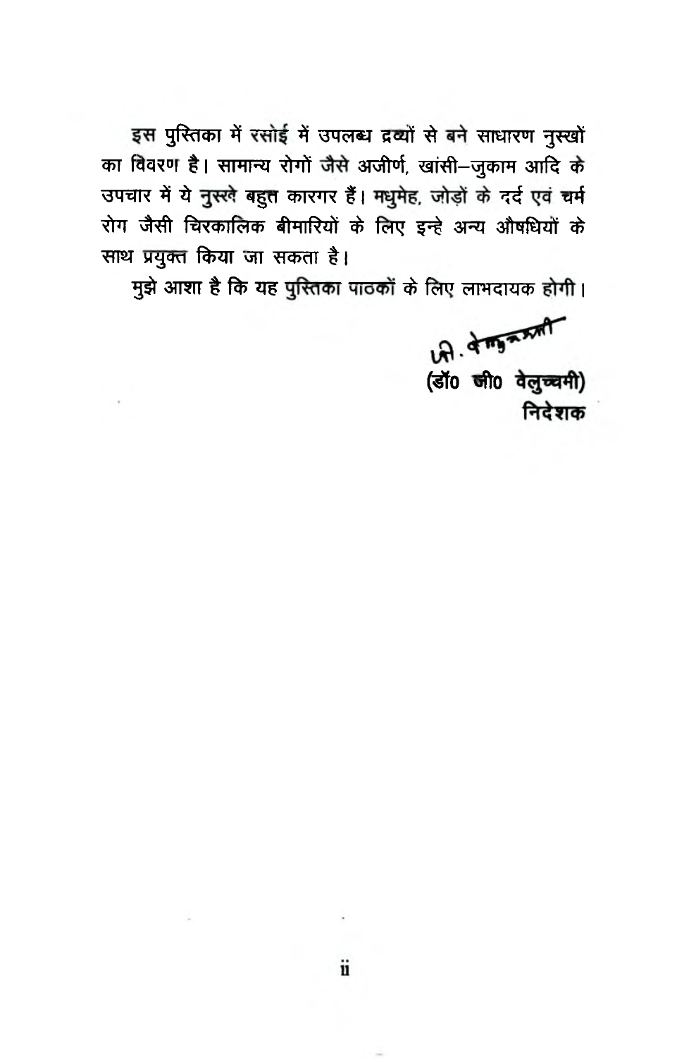इस पुस्तिका में रसोई में उपलब्ध द्रव्यों से बने साधारण नुस्खों का विवरण है। सामान्य रोगों जैसे अजीर्ण, खांसी–जुकाम आदि के उपचार में ये नुस्खे बहुत कारगर हैं। मधुमेह, जोड़ों के दर्द एवं चर्म रोग जैसी चिरकालिक बीमारियों के लिए इन्हे अन्य औषधियों के साथ प्रयुक्त किया जा सकता है।

मुझे आशा है कि यह पुस्तिका पाठकों के लिए लाभदायक होगी।

(डॉ० जी० वेलुच्चमी)
निदेशक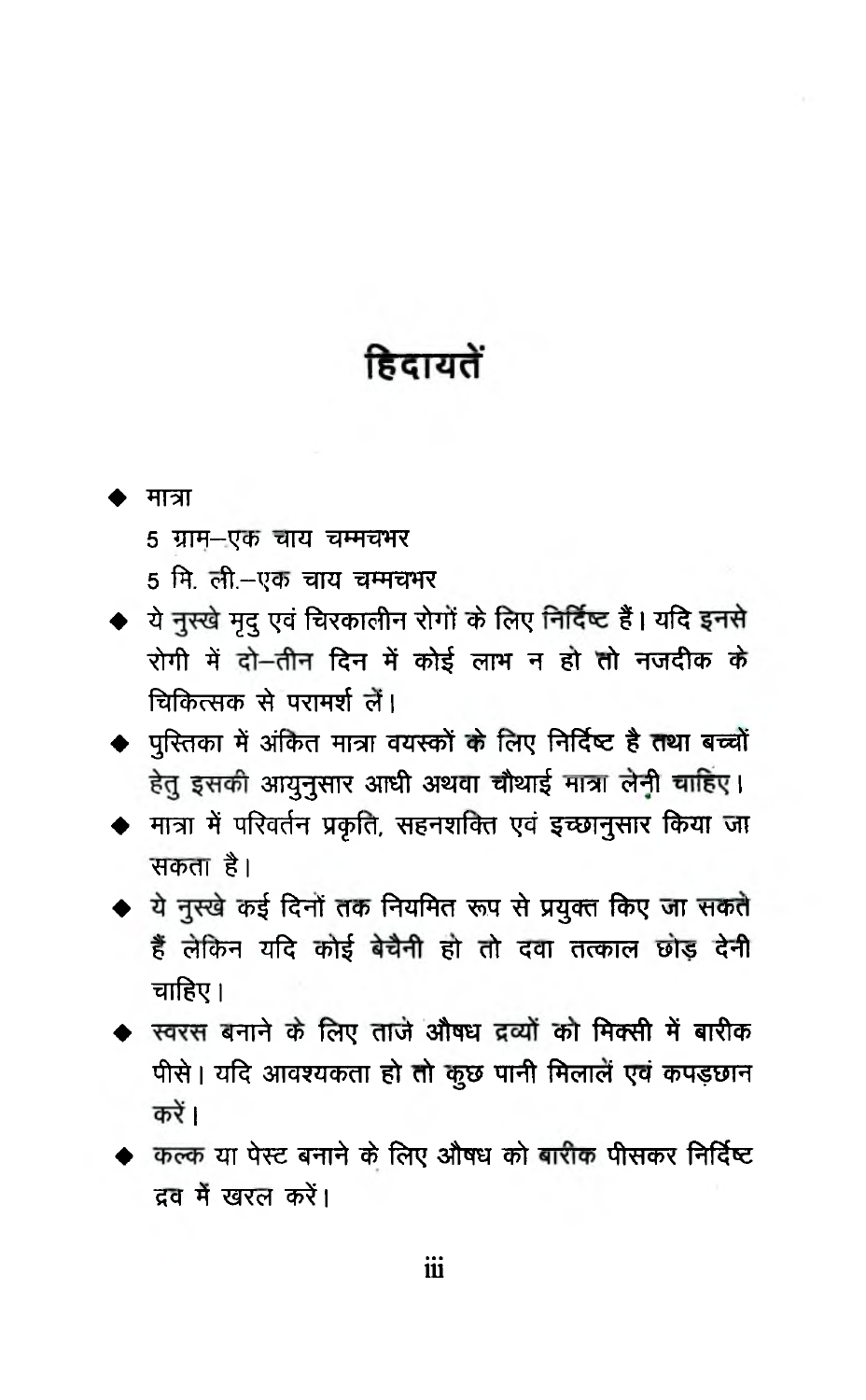# हिदायतें

- मात्रा

  5 ग्राम–एक चाय चम्मचभर

  5 मि. ली.–एक चाय चम्मचभर

- ये नुस्खे मृदु एवं चिरकालीन रोगों के लिए निर्दिष्ट हैं। यदि इनसे रोगी में दो–तीन दिन में कोई लाभ न हो तो नजदीक के चिकित्सक से परामर्श लें।
- पुस्तिका में अंकित मात्रा वयस्कों के लिए निर्दिष्ट है तथा बच्चों हेतु इसकी आयुनुसार आधी अथवा चौथाई मात्रा लेनी चाहिए।
- मात्रा में परिवर्तन प्रकृति, सहनशक्ति एवं इच्छानुसार किया जा सकता है।
- ये नुस्खे कई दिनों तक नियमित रूप से प्रयुक्त किए जा सकते हैं लेकिन यदि कोई बेचैनी हो तो दवा तत्काल छोड़ देनी चाहिए।
- स्वरस बनाने के लिए ताजे औषध द्रव्यों को मिक्सी में बारीक पीसे। यदि आवश्यकता हो तो कुछ पानी मिलालें एवं कपड़छान करें।
- कल्क या पेस्ट बनाने के लिए औषध को बारीक पीसकर निर्दिष्ट द्रव में खरल करें।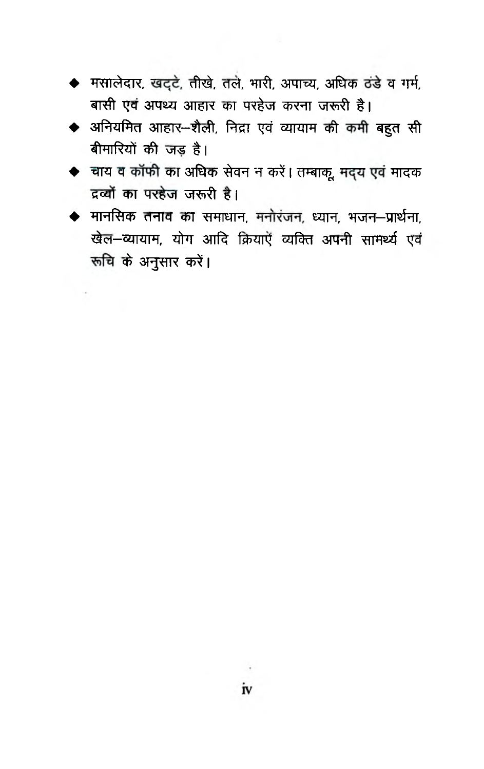- मसालेदार, खट्टे, तीखे, तले, भारी, अपाच्य, अधिक ठंडे व गर्म, बासी एवं अपथ्य आहार का परहेज करना जरूरी है।
- अनियमित आहार–शैली, निद्रा एवं व्यायाम की कमी बहुत सी बीमारियों की जड़ है।
- चाय व कॉफी का अधिक सेवन न करें। तम्बाकू, मद्य एवं मादक द्रव्यों का परहेज जरूरी है।
- मानसिक तनाव का समाधान, मनोरंजन, ध्यान, भजन–प्रार्थना, खेल–व्यायाम, योग आदि क्रियाएँ व्यक्ति अपनी सामर्थ्य एवं रूचि के अनुसार करें।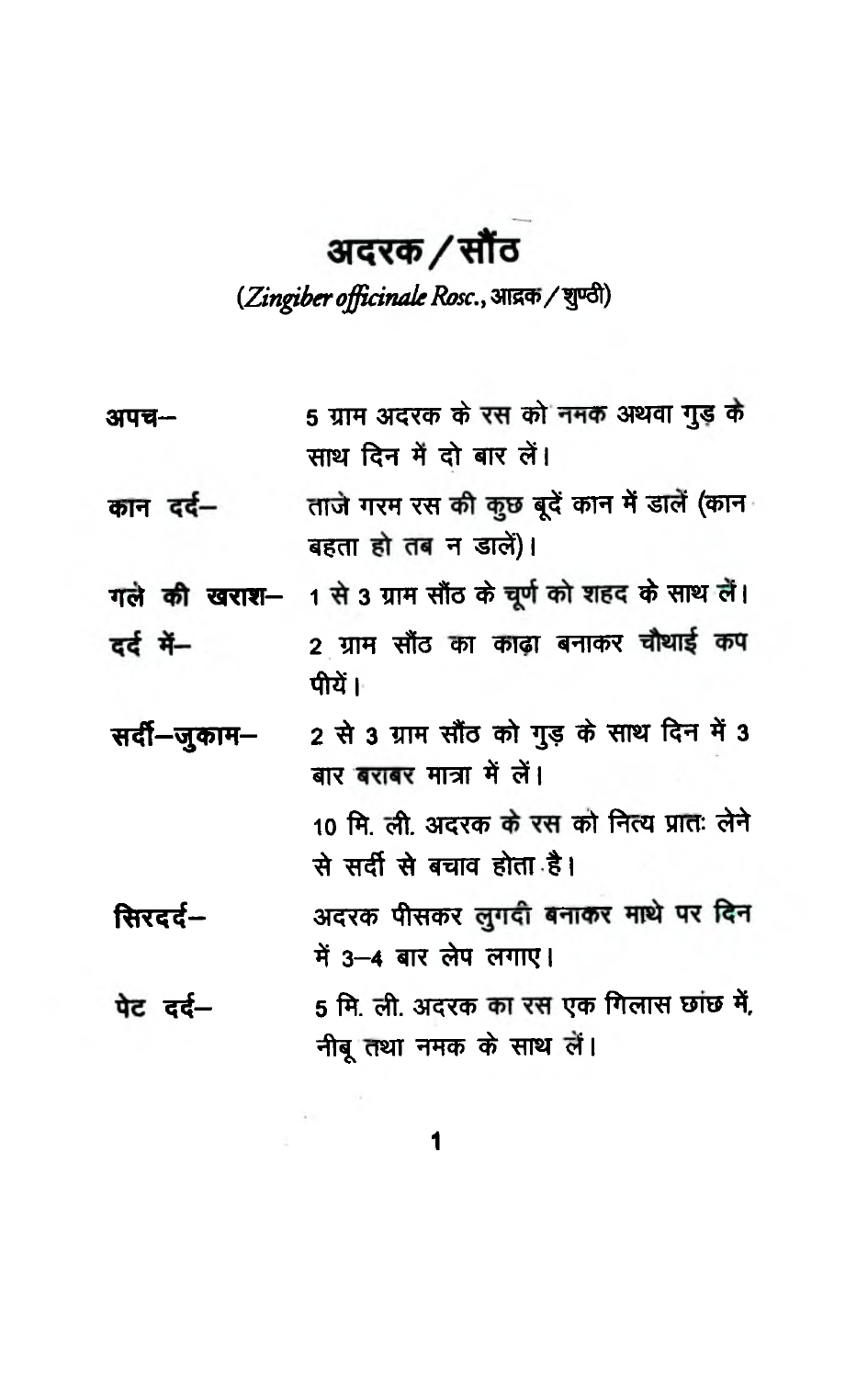# अदरक / सौंठ

*(Zingiber officinale Rosc.*, आद्रक / शुण्ठी)

**अपच–** 5 ग्राम अदरक के रस को नमक अथवा गुड़ के साथ दिन में दो बार लें।

**कान दर्द–** ताजे गरम रस की कुछ बूदें कान में डालें (कान बहता हो तब न डालें)।

**गले की खराश–** 1 से 3 ग्राम सौंठ के चूर्ण को शहद के साथ लें।

**दर्द में–** 2 ग्राम सौंठ का काढ़ा बनाकर चौथाई कप पीयें।

**सर्दी–जुकाम–** 2 से 3 ग्राम सौंठ को गुड़ के साथ दिन में 3 बार बराबर मात्रा में लें।

10 मि. ली. अदरक के रस को नित्य प्रातः लेने से सर्दी से बचाव होता है।

**सिरदर्द–** अदरक पीसकर लुगदी बनाकर माथे पर दिन में 3–4 बार लेप लगाए।

**पेट दर्द–** 5 मि. ली. अदरक का रस एक गिलास छांछ में, नीबू तथा नमक के साथ लें।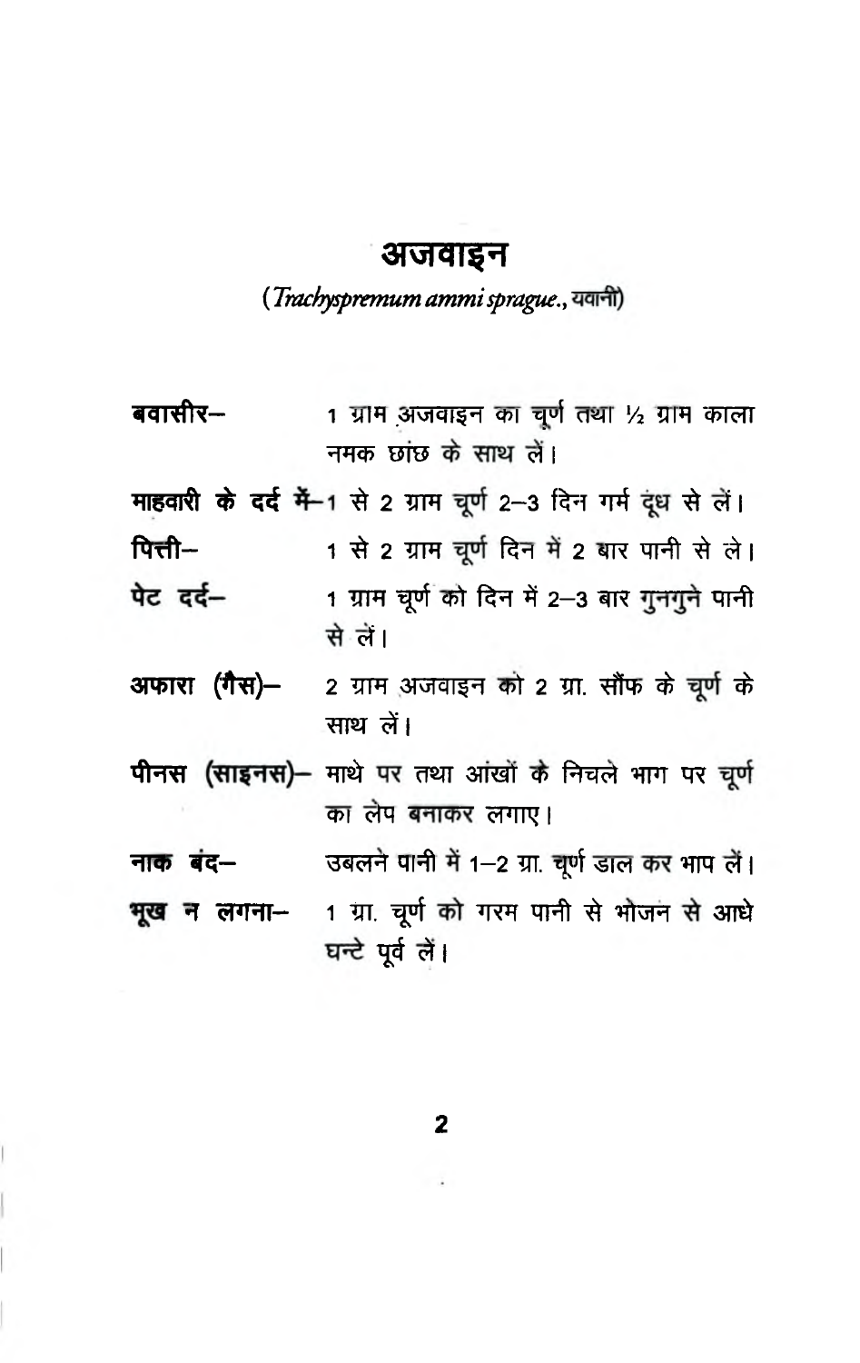# अजवाइन

(*Trachyspremum ammi sprague.*, यवानी)

**बवासीर–** 1 ग्राम अजवाइन का चूर्ण तथा ½ ग्राम काला नमक छांछ के साथ लें।

**माहवारी के दर्द में–** 1 से 2 ग्राम चूर्ण 2–3 दिन गर्म दूध से लें।

**पित्ती–** 1 से 2 ग्राम चूर्ण दिन में 2 बार पानी से ले।

**पेट दर्द–** 1 ग्राम चूर्ण को दिन में 2–3 बार गुनगुने पानी से लें।

**अफारा (गैस)–** 2 ग्राम अजवाइन को 2 ग्रा. सौंफ के चूर्ण के साथ लें।

**पीनस (साइनस)–** माथे पर तथा आंखों के निचले भाग पर चूर्ण का लेप बनाकर लगाए।

**नाक बंद–** उबलने पानी में 1–2 ग्रा. चूर्ण डाल कर भाप लें।

**भूख न लगना–** 1 ग्रा. चूर्ण को गरम पानी से भोजन से आधे घन्टे पूर्व लें।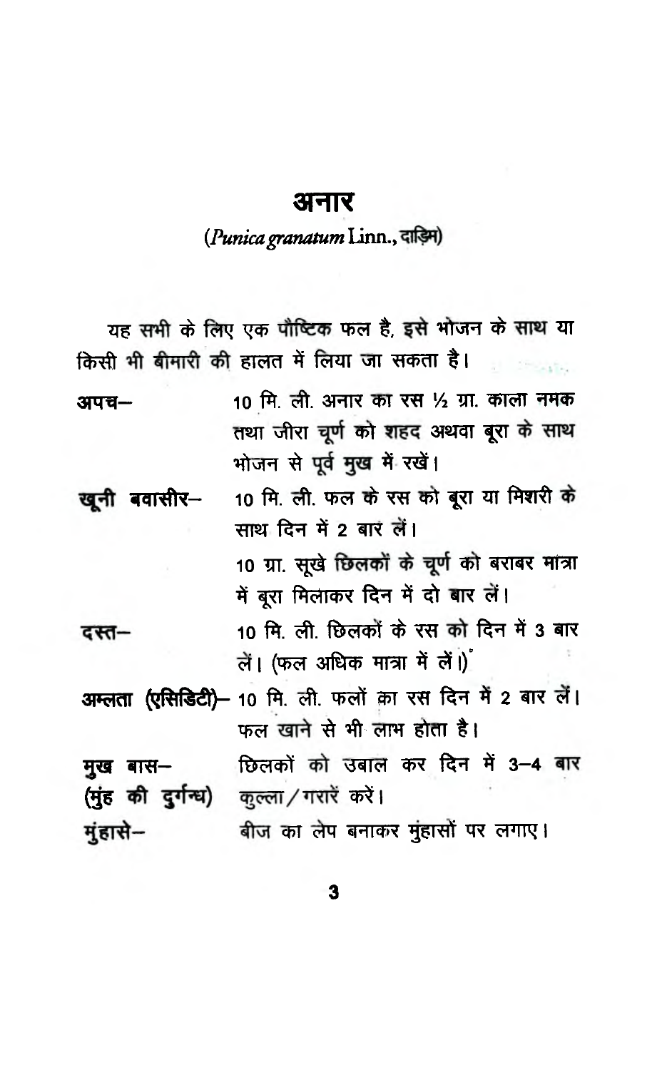# अनार

(*Punica granatum* Linn., दाड़िम)

यह सभी के लिए एक पौष्टिक फल है, इसे भोजन के साथ या किसी भी बीमारी की हालत में लिया जा सकता है।

**अपच–** 10 मि. ली. अनार का रस ½ ग्रा. काला नमक तथा जीरा चूर्ण को शहद अथवा बूरा के साथ भोजन से पूर्व मुख में रखें।

**खूनी बवासीर–** 10 मि. ली. फल के रस को बूरा या मिशरी के साथ दिन में 2 बार लें।

10 ग्रा. सूखे छिलकों के चूर्ण को बराबर मात्रा में बूरा मिलाकर दिन में दो बार लें।

**दस्त–** 10 मि. ली. छिलकों के रस को दिन में 3 बार लें। (फल अधिक मात्रा में लें।)

**अम्लता (एसिडिटी)–** 10 मि. ली. फलों का रस दिन में 2 बार लें। फल खाने से भी लाभ होता है।

**मुख बास– (मुंह की दुर्गन्ध)** छिलकों को उबाल कर दिन में 3–4 बार कुल्ला/गरारें करें।

**मुंहासे–** बीज का लेप बनाकर मुंहासों पर लगाए।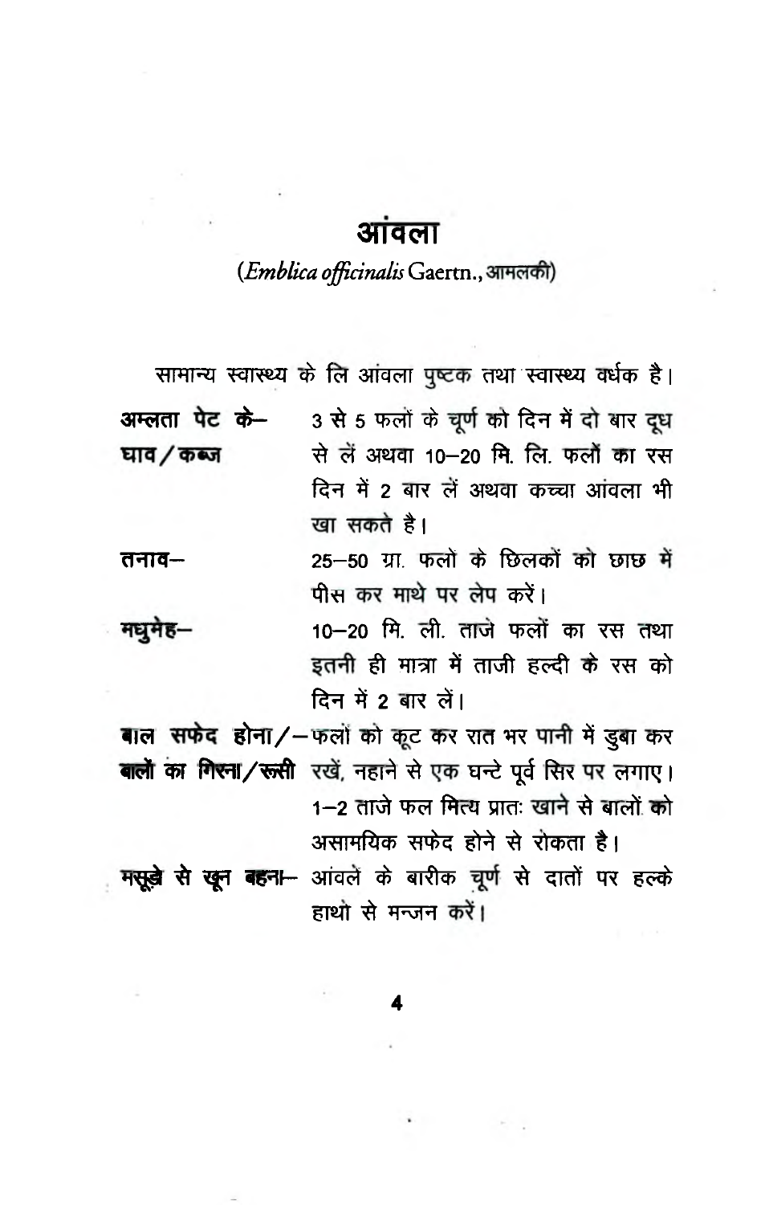# आंवला

(*Emblica officinalis* Gaertn., आमलकी)

सामान्य स्वास्थ्य के लि आंवला पुष्टक तथा स्वास्थ्य वर्धक है।

**अम्लता पेट के– घाव / कब्ज** 3 से 5 फलों के चूर्ण को दिन में दो बार दूध से लें अथवा 10–20 मि. लि. फलों का रस दिन में 2 बार लें अथवा कच्चा आंवला भी खा सकते है।

**तनाव–** 25–50 ग्रा. फलों के छिलकों को छाछ में पीस कर माथे पर लेप करें।

**मधुमेह–** 10–20 मि. ली. ताजे फलों का रस तथा इतनी ही मात्रा में ताजी हल्दी के रस को दिन में 2 बार लें।

**बाल सफेद होना/–बालों का गिरना/रूसी** फलों को कूट कर रात भर पानी में डुबा कर रखें, नहाने से एक घन्टे पूर्व सिर पर लगाए। 1–2 ताजे फल मित्य प्रातः खाने से बालों को असामयिक सफेद होने से रोकता है।

**मसूड़े से खून बहना–** आंवले के बारीक चूर्ण से दातों पर हल्के हाथो से मन्जन करें।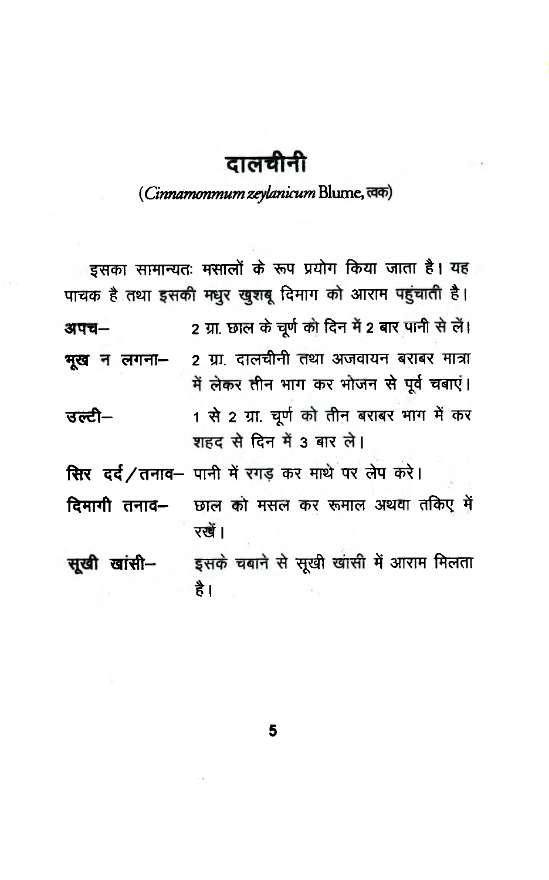# दालचीनी

(*Cinnamonmum zeylanicum* Blume, त्वक)

इसका सामान्यतः मसालों के रूप प्रयोग किया जाता है। यह पाचक है तथा इसकी मधुर खुशबू दिमाग को आराम पहुंचाती है।

**अपच–** 2 ग्रा. छाल के चूर्ण को दिन में 2 बार पानी से लें।

**भूख न लगना–** 2 ग्रा. दालचीनी तथा अजवायन बराबर मात्रा में लेकर तीन भाग कर भोजन से पूर्व चबाएं।

**उल्टी–** 1 से 2 ग्रा. चूर्ण को तीन बराबर भाग में कर शहद से दिन में 3 बार ले।

**सिर दर्द/तनाव–** पानी में रगड़ कर माथे पर लेप करे।

**दिमागी तनाव–** छाल को मसल कर रूमाल अथवा तकिए में रखें।

**सूखी खांसी–** इसके चबाने से सूखी खांसी में आराम मिलता है।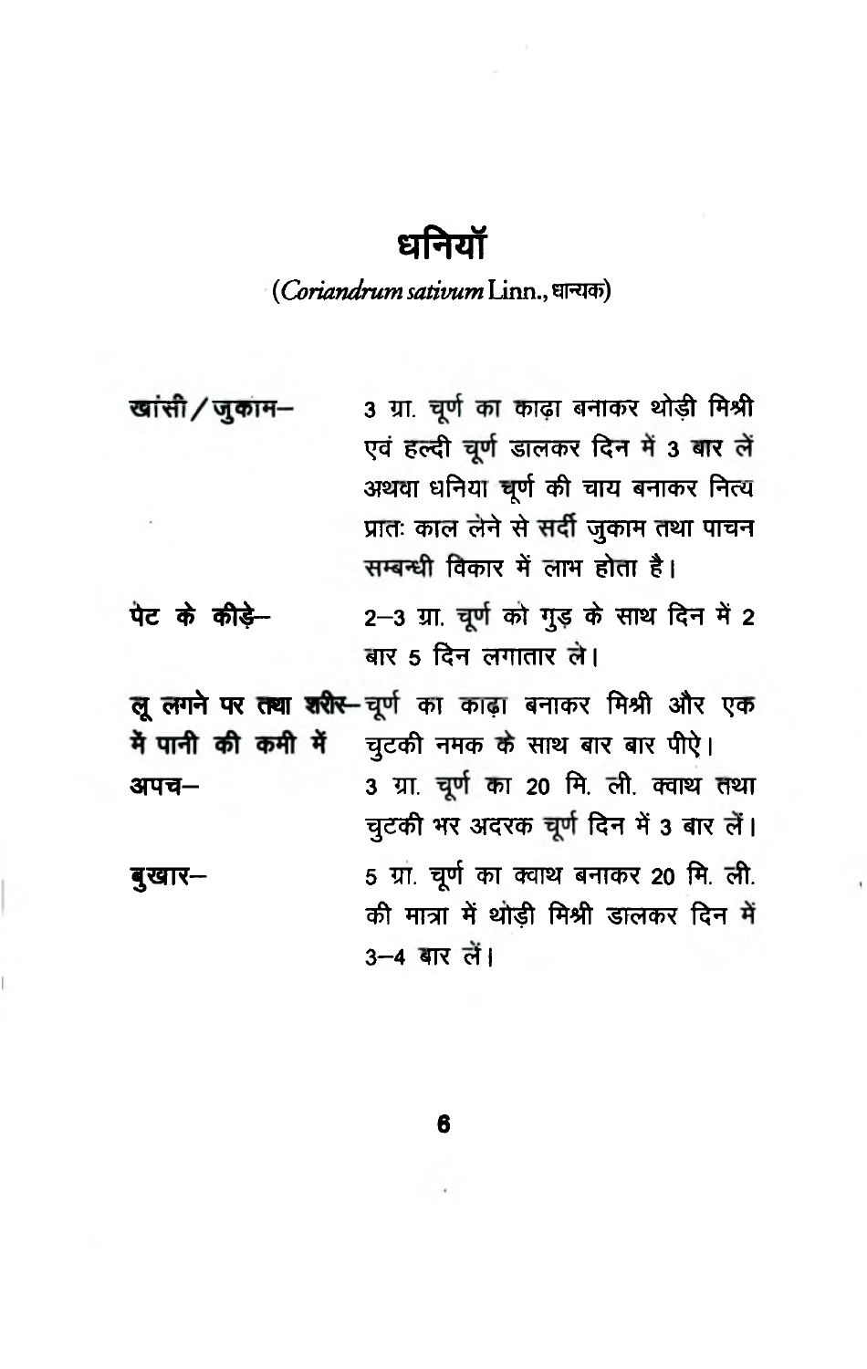# धनियॉ

(*Coriandrum sativum* Linn., धान्यक)

**खांसी / जुकाम–** 3 ग्रा. चूर्ण का काढ़ा बनाकर थोड़ी मिश्री एवं हल्दी चूर्ण डालकर दिन में 3 बार लें अथवा धनिया चूर्ण की चाय बनाकर नित्य प्रातः काल लेने से सर्दी जुकाम तथा पाचन सम्बन्धी विकार में लाभ होता है।

**पेट के कीड़े–** 2–3 ग्रा. चूर्ण को गुड़ के साथ दिन में 2 बार 5 दिन लगातार ले।

**लू लगने पर तथा शरीर में पानी की कमी में–** चूर्ण का काढ़ा बनाकर मिश्री और एक चुटकी नमक के साथ बार बार पीऐ।

**अपच–** 3 ग्रा. चूर्ण का 20 मि. ली. क्वाथ तथा चुटकी भर अदरक चूर्ण दिन में 3 बार लें।

**बुखार–** 5 ग्रा. चूर्ण का क्वाथ बनाकर 20 मि. ली. की मात्रा में थोड़ी मिश्री डालकर दिन में 3–4 बार लें।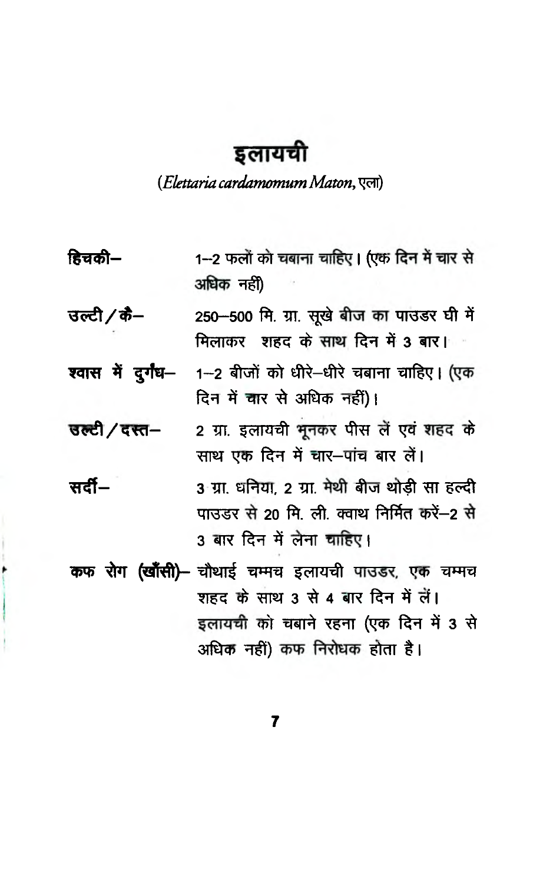# इलायची

(*Elettaria cardamomum Maton*, एला)

**हिचकी–** 1–2 फलों को चबाना चाहिए। (एक दिन में चार से अधिक नहीं)

**उल्टी / कै–** 250–500 मि. ग्रा. सूखे बीज का पाउडर घी में मिलाकर शहद के साथ दिन में 3 बार।

**श्वास में दुर्गंध–** 1–2 बीजों को धीरे–धीरे चबाना चाहिए। (एक दिन में चार से अधिक नहीं)।

**उल्टी / दस्त–** 2 ग्रा. इलायची भूनकर पीस लें एवं शहद के साथ एक दिन में चार–पांच बार लें।

**सर्दी–** 3 ग्रा. धनिया, 2 ग्रा. मेथी बीज थोड़ी सा हल्दी पाउडर से 20 मि. ली. क्वाथ निर्मित करें–2 से 3 बार दिन में लेना चाहिए।

**कफ रोग (खाँसी)–** चौथाई चम्मच इलायची पाउडर, एक चम्मच शहद के साथ 3 से 4 बार दिन में लें। इलायची को चबाने रहना (एक दिन में 3 से अधिक नहीं) कफ निरोधक होता है।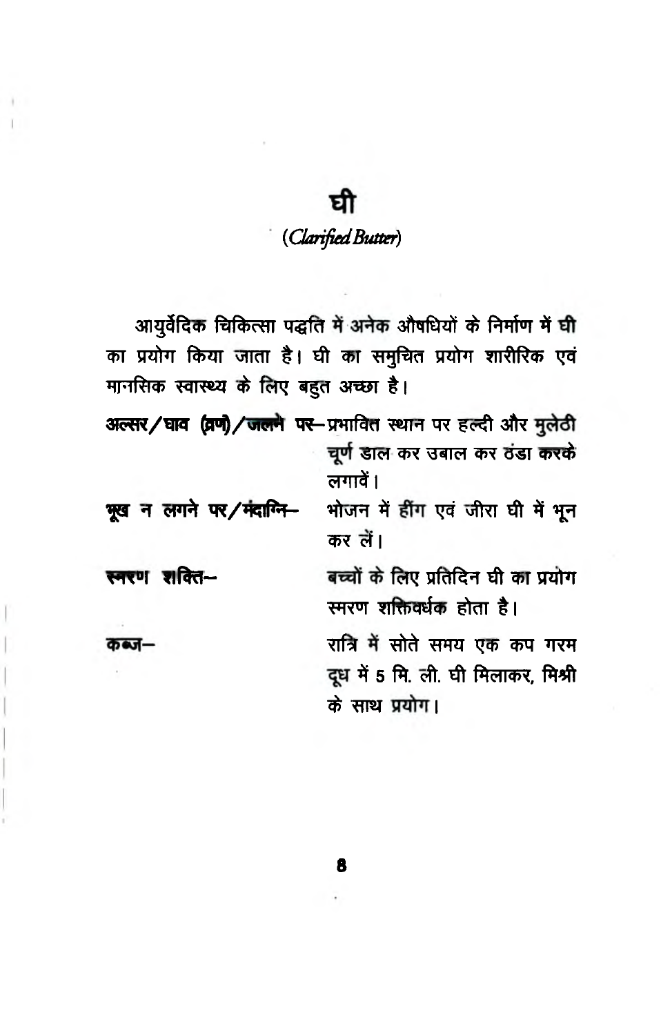# घी

*(Clarified Butter)*

आयुर्वेदिक चिकित्सा पद्धति में अनेक औषधियों के निर्माण में घी का प्रयोग किया जाता है। घी का समुचित प्रयोग शारीरिक एवं मानसिक स्वास्थ्य के लिए बहुत अच्छा है।

**अल्सर/घाव (व्रण)/जलने पर**– प्रभावित स्थान पर हल्दी और मुलेठी चूर्ण डाल कर उबाल कर ठंडा करके लगावें।

**भूख न लगने पर/मंदाग्नि**– भोजन में हींग एवं जीरा घी में भून कर लें।

**स्मरण शक्ति**– बच्चों के लिए प्रतिदिन घी का प्रयोग स्मरण शक्तिवर्धक होता है।

**कब्ज**– रात्रि में सोते समय एक कप गरम दूध में 5 मि. ली. घी मिलाकर, मिश्री के साथ प्रयोग।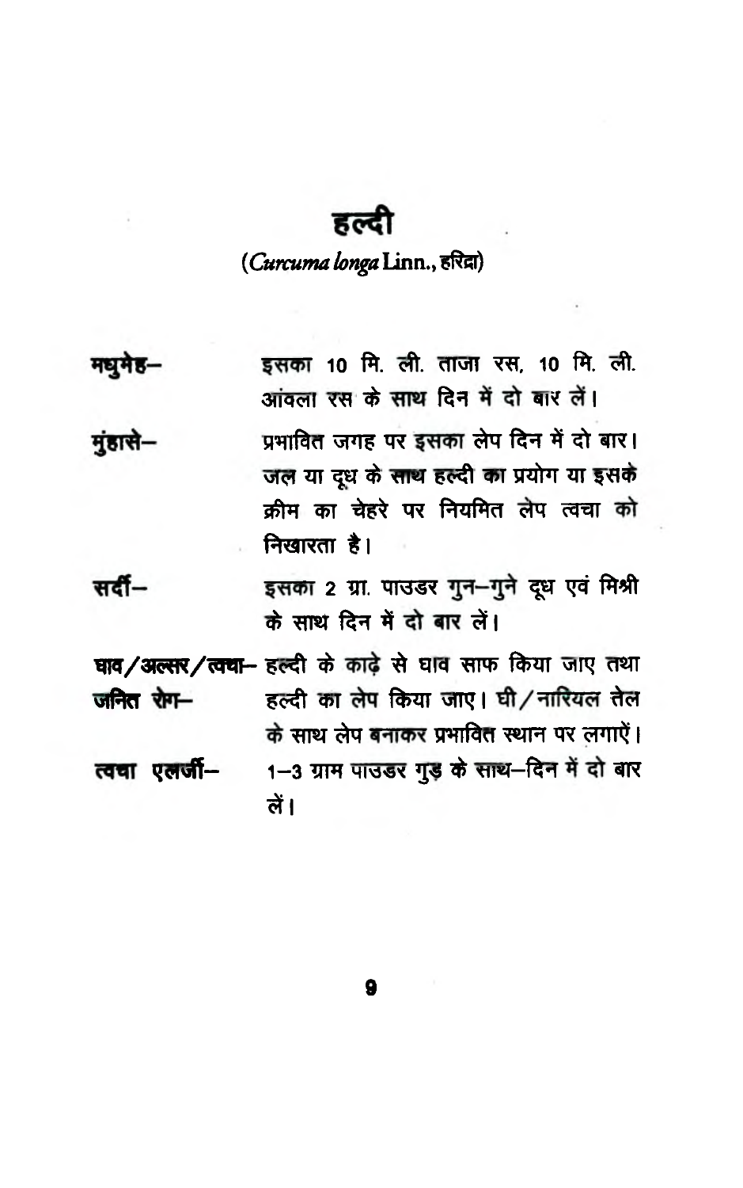# हल्दी

(*Curcuma longa* Linn., हरिद्रा)

**मधुमेह–** इसका 10 मि. ली. ताजा रस, 10 मि. ली. आंवला रस के साथ दिन में दो बार लें।

**मुंहासे–** प्रभावित जगह पर इसका लेप दिन में दो बार। जल या दूध के साथ हल्दी का प्रयोग या इसके क्रीम का चेहरे पर नियमित लेप त्वचा को निखारता है।

**सर्दी–** इसका 2 ग्रा. पाउडर गुन–गुने दूध एवं मिश्री के साथ दिन में दो बार लें।

**घाव/अल्सर/त्वचा जनित रोग–** हल्दी के काढ़े से घाव साफ किया जाए तथा हल्दी का लेप किया जाए। घी/नारियल तेल के साथ लेप बनाकर प्रभावित स्थान पर लगाएें।

**त्वचा एलर्जी–** 1–3 ग्राम पाउडर गुड़ के साथ–दिन में दो बार लें।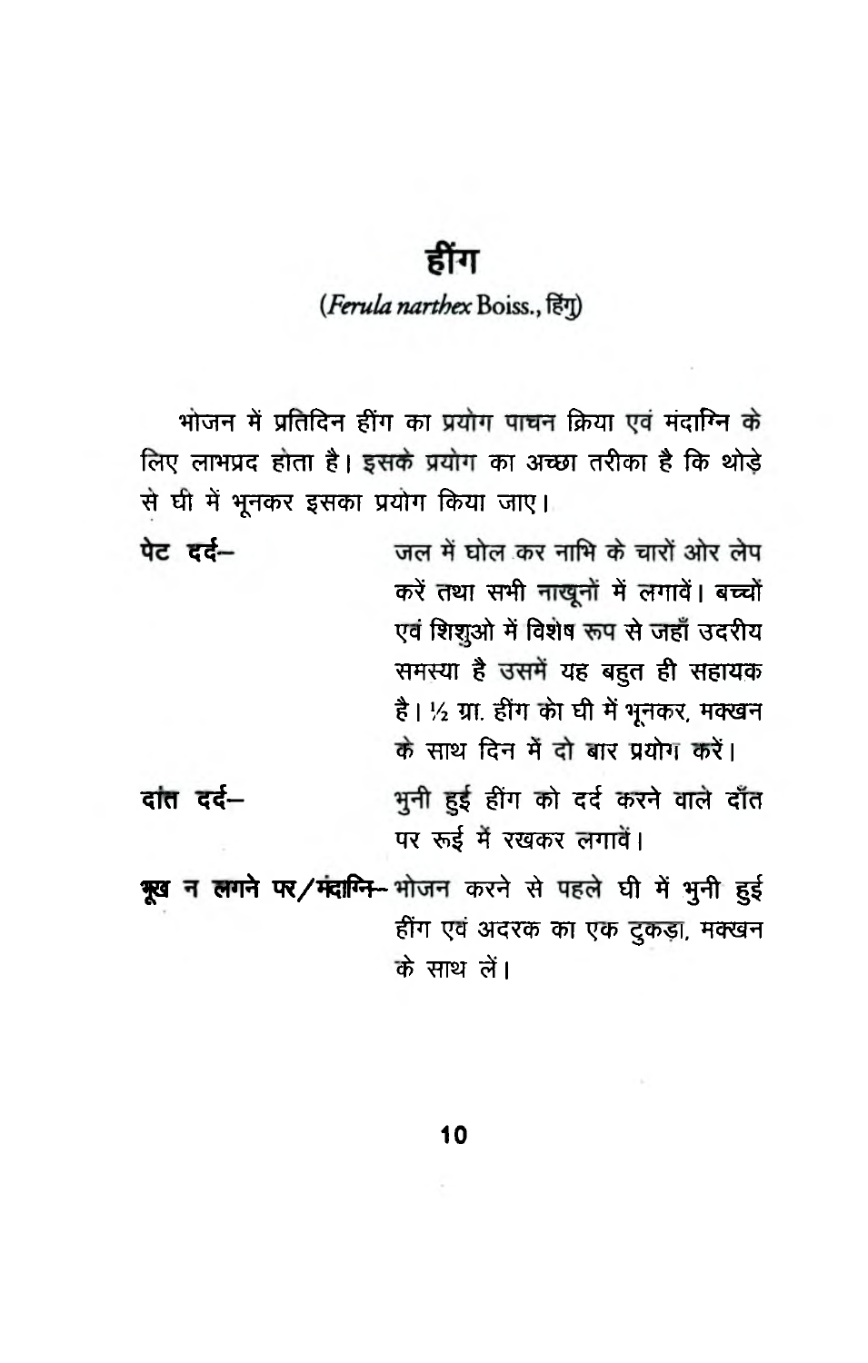# हींग

(*Ferula narthex* Boiss., हिंगु)

भोजन में प्रतिदिन हींग का प्रयोग पाचन क्रिया एवं मंदाग्नि के लिए लाभप्रद होता है। इसके प्रयोग का अच्छा तरीका है कि थोड़े से घी में भूनकर इसका प्रयोग किया जाए।

**पेट दर्द–** जल में घोल कर नाभि के चारों ओर लेप करें तथा सभी नाखूनों में लगावें। बच्चों एवं शिशुओ में विशेष रूप से जहाँ उदरीय समस्या है उसमें यह बहुत ही सहायक है। ½ ग्रा. हींग को घी में भूनकर, मक्खन के साथ दिन में दो बार प्रयोग करें।

**दांत दर्द–** भुनी हुई हींग को दर्द करने वाले दाँत पर रूई में रखकर लगावें।

**भूख न लगने पर/मंदाग्नि–** भोजन करने से पहले घी में भुनी हुई हींग एवं अदरक का एक टुकड़ा, मक्खन के साथ लें।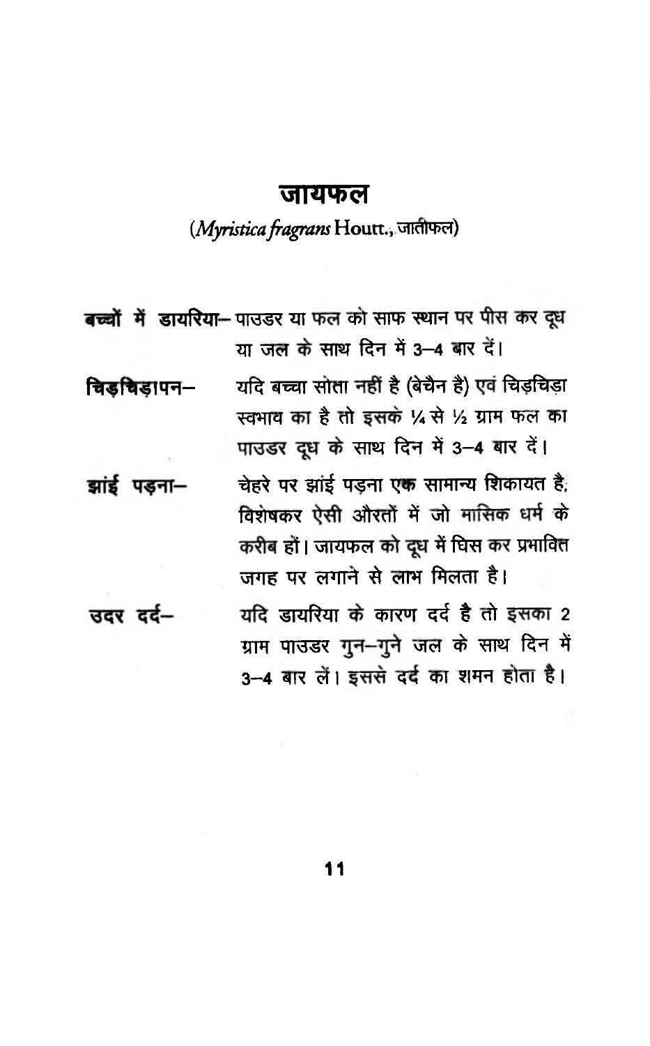# जायफल

(*Myristica fragrans* Houtt., जातीफल)

**बच्चों में डायरिया–** पाउडर या फल को साफ स्थान पर पीस कर दूध या जल के साथ दिन में 3–4 बार दें।

**चिड़चिड़ापन–** यदि बच्चा सोता नहीं है (बेचैन है) एवं चिड़चिड़ा स्वभाव का है तो इसके ¼ से ½ ग्राम फल का पाउडर दूध के साथ दिन में 3–4 बार दें।

**झांई पड़ना–** चेहरे पर झांई पड़ना एक सामान्य शिकायत है, विशेषकर ऐसी औरतों में जो मासिक धर्म के करीब हों। जायफल को दूध में घिस कर प्रभावित जगह पर लगाने से लाभ मिलता है।

**उदर दर्द–** यदि डायरिया के कारण दर्द है तो इसका 2 ग्राम पाउडर गुन–गुने जल के साथ दिन में 3–4 बार लें। इससे दर्द का शमन होता है।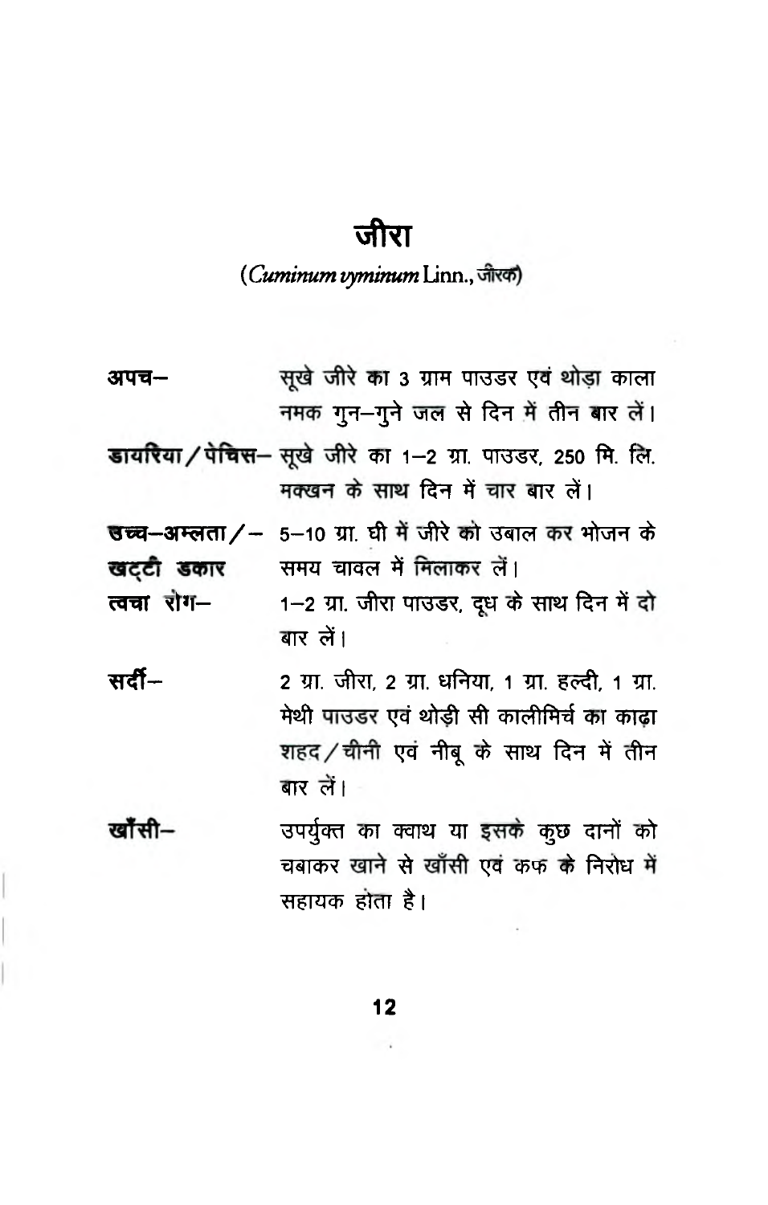# जीरा

(*Cuminum vyminum* Linn., जीरक)

**अपच–** सूखे जीरे का 3 ग्राम पाउडर एवं थोड़ा काला नमक गुन–गुने जल से दिन में तीन बार लें।

**डायरिया / पेचिस–** सूखे जीरे का 1–2 ग्रा. पाउडर, 250 मि. लि. मक्खन के साथ दिन में चार बार लें।

**उच्च–अम्लता / – खट्टी डकार** 5–10 ग्रा. घी में जीरे को उबाल कर भोजन के समय चावल में मिलाकर लें।

**त्वचा रोग–** 1–2 ग्रा. जीरा पाउडर, दूध के साथ दिन में दो बार लें।

**सर्दी–** 2 ग्रा. जीरा, 2 ग्रा. धनिया, 1 ग्रा. हल्दी, 1 ग्रा. मेथी पाउडर एवं थोड़ी सी कालीमिर्च का काढ़ा शहद / चीनी एवं नीबू के साथ दिन में तीन बार लें।

**खाँसी–** उपर्युक्त का क्वाथ या इसके कुछ दानों को चबाकर खाने से खाँसी एवं कफ के निरोध में सहायक होता है।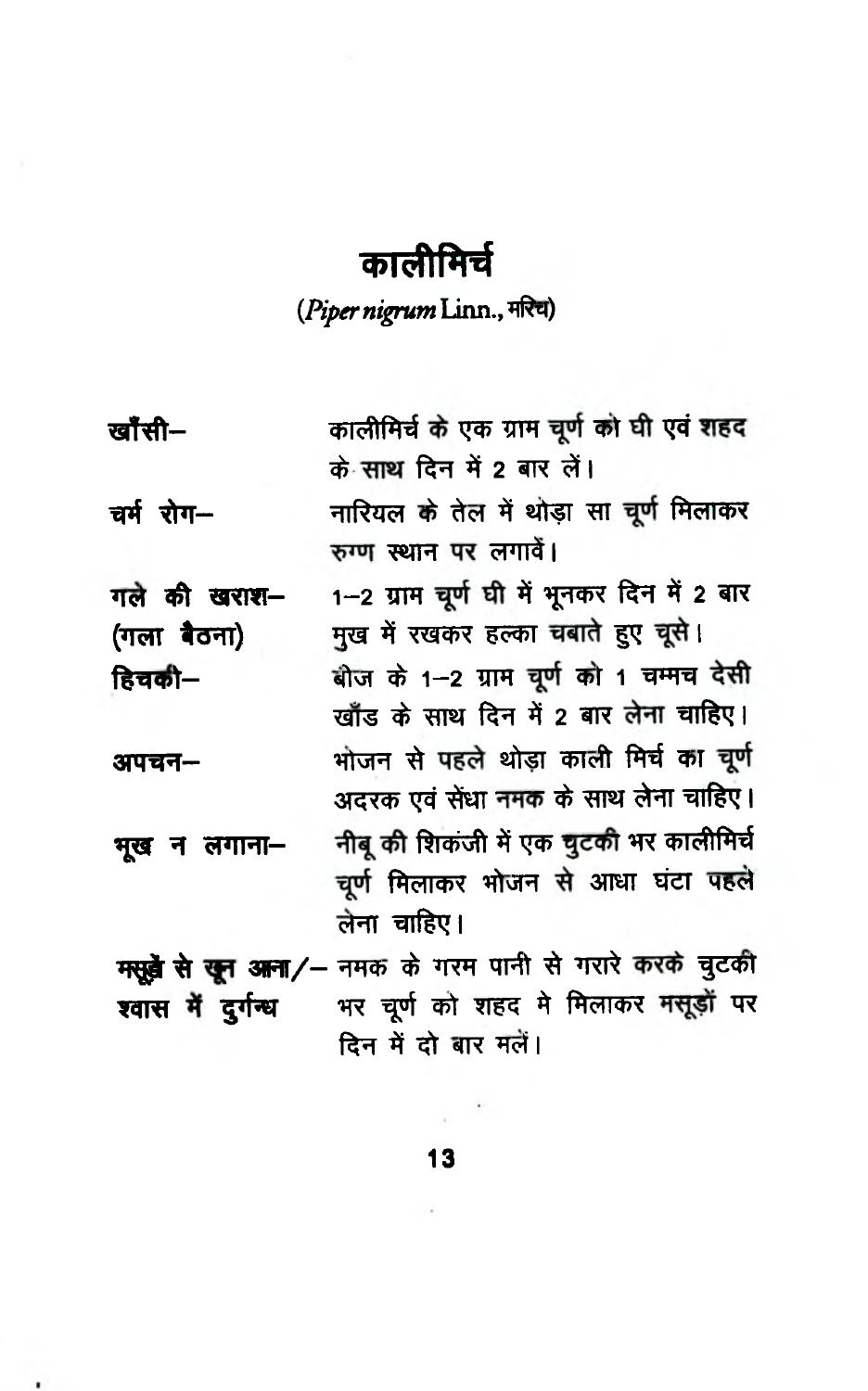# कालीमिर्च

(*Piper nigrum* Linn., मरिच)

| | |
|---|---|
| **खाँसी–** | कालीमिर्च के एक ग्राम चूर्ण को घी एवं शहद के साथ दिन में 2 बार लें। |
| **चर्म रोग–** | नारियल के तेल में थोड़ा सा चूर्ण मिलाकर रुग्ण स्थान पर लगावें। |
| **गले की खराश– (गला बैठना)** | 1–2 ग्राम चूर्ण घी में भूनकर दिन में 2 बार मुख में रखकर हल्का चबाते हुए चूसे। |
| **हिचकी–** | बीज के 1–2 ग्राम चूर्ण को 1 चम्मच देसी खाँड के साथ दिन में 2 बार लेना चाहिए। |
| **अपचन–** | भोजन से पहले थोड़ा काली मिर्च का चूर्ण अदरक एवं सेंधा नमक के साथ लेना चाहिए। |
| **भूख न लगाना–** | नीबू की शिकंजी में एक चुटकी भर कालीमिर्च चूर्ण मिलाकर भोजन से आधा घंटा पहले लेना चाहिए। |
| **मसूढ़ों से खून आना/– श्वास में दुर्गन्ध** | नमक के गरम पानी से गरारे करके चुटकी भर चूर्ण को शहद मे मिलाकर मसूड़ों पर दिन में दो बार मलें। |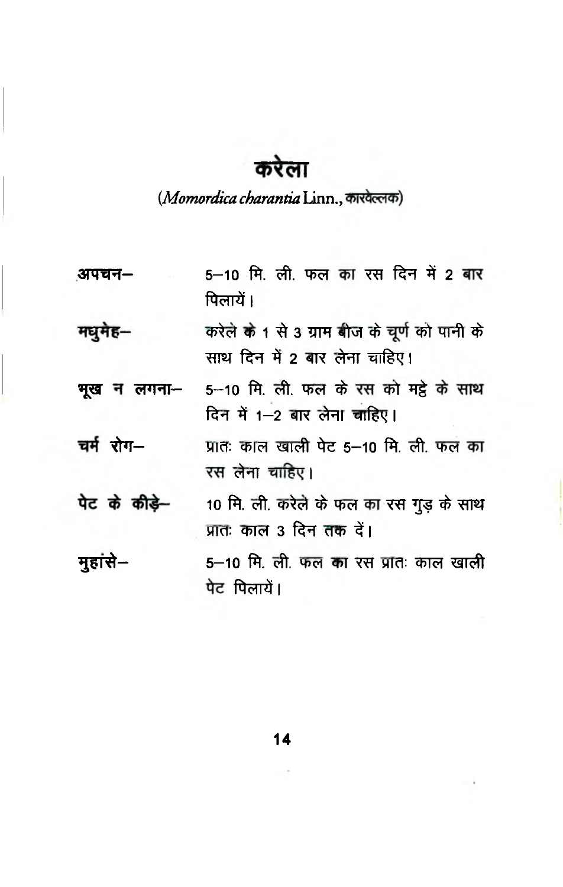# करेला

(*Momordica charantia* Linn., कारवेल्लक)

| | |
|---|---|
| **अपचन–** | 5–10 मि. ली. फल का रस दिन में 2 बार पिलायें। |
| **मधुमेह–** | करेले के 1 से 3 ग्राम बीज के चूर्ण को पानी के साथ दिन में 2 बार लेना चाहिए। |
| **भूख न लगना–** | 5–10 मि. ली. फल के रस को मट्ठे के साथ दिन में 1–2 बार लेना चाहिए। |
| **चर्म रोग–** | प्रातः काल खाली पेट 5–10 मि. ली. फल का रस लेना चाहिए। |
| **पेट के कीड़े–** | 10 मि. ली. करेले के फल का रस गुड़ के साथ प्रातः काल 3 दिन तक दें। |
| **मुहांसे–** | 5–10 मि. ली. फल का रस प्रातः काल खाली पेट पिलायें। |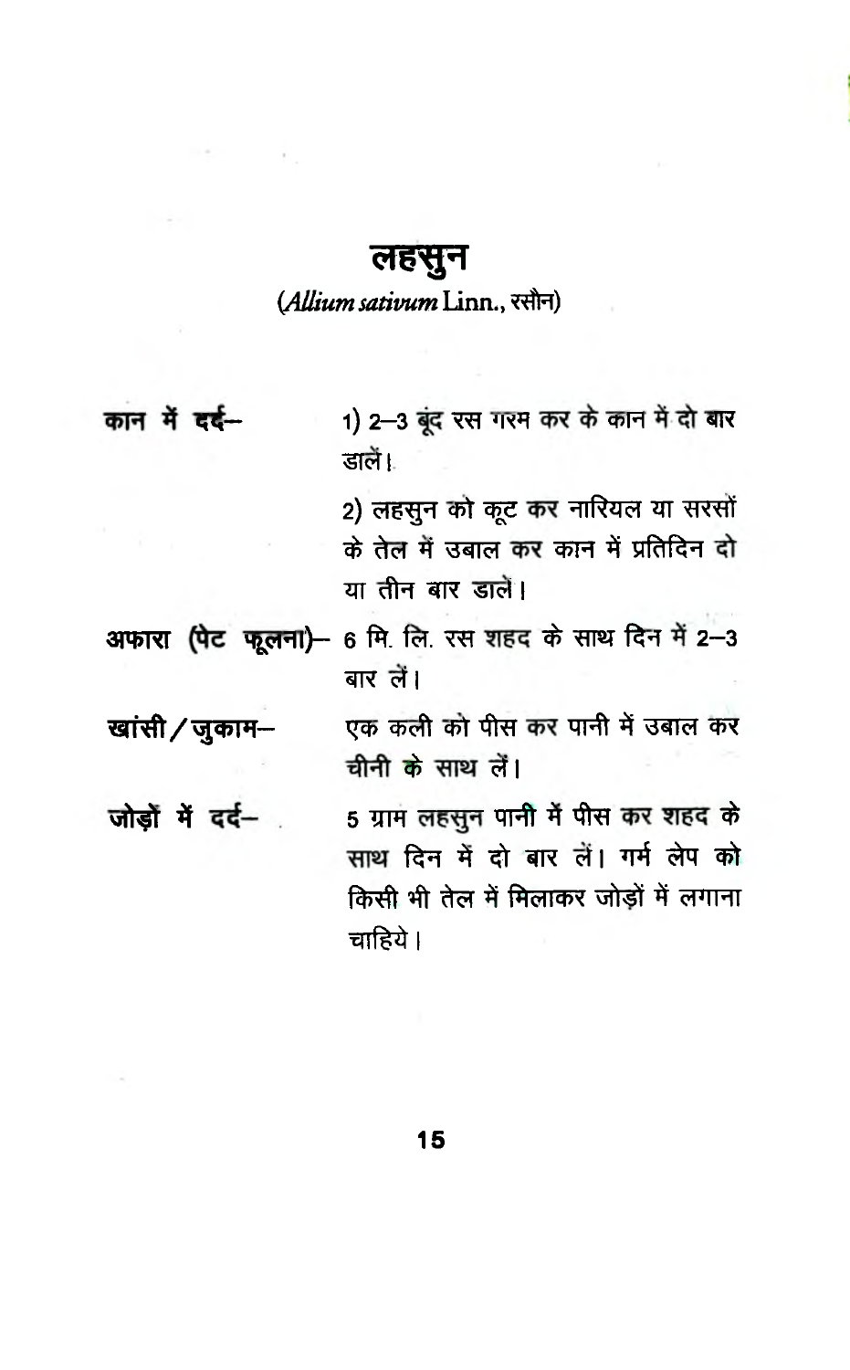# लहसुन

(*Allium sativum* Linn., रसौन)

**कान में दर्द–** 1) 2–3 बूंद रस गरम कर के कान में दो बार डालें।

2) लहसुन को कूट कर नारियल या सरसों के तेल में उबाल कर कान में प्रतिदिन दो या तीन बार डालें।

**अफारा (पेट फूलना)–** 6 मि. लि. रस शहद के साथ दिन में 2–3 बार लें।

**खांसी / जुकाम–** एक कली को पीस कर पानी में उबाल कर चीनी के साथ लें।

**जोड़ों में दर्द–** 5 ग्राम लहसुन पानी में पीस कर शहद के साथ दिन में दो बार लें। गर्म लेप को किसी भी तेल में मिलाकर जोड़ों में लगाना चाहिये।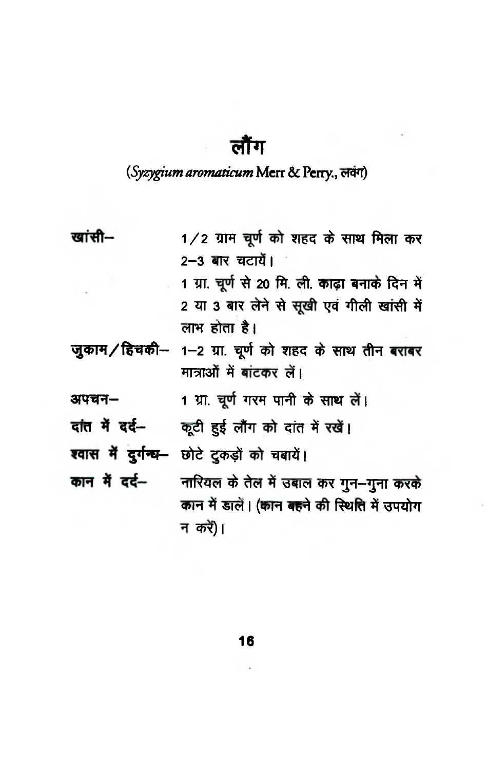# लौंग

(*Syzygium aromaticum* Merr & Perry., लवंग)

**खांसी–** 1/2 ग्राम चूर्ण को शहद के साथ मिला कर 2–3 बार चटायें।
1 ग्रा. चूर्ण से 20 मि. ली. काढ़ा बनाके दिन में 2 या 3 बार लेने से सूखी एवं गीली खांसी में लाभ होता है।

**जुकाम/हिचकी–** 1–2 ग्रा. चूर्ण को शहद के साथ तीन बराबर मात्राओं में बांटकर लें।

**अपचन–** 1 ग्रा. चूर्ण गरम पानी के साथ लें।

**दांत में दर्द–** कूटी हुई लौंग को दांत में रखें।

**श्वास में दुर्गन्ध–** छोटे टुकड़ों को चबायें।

**कान में दर्द–** नारियल के तेल में उबाल कर गुन–गुना करके कान में डालें। (कान बहने की स्थिति में उपयोग न करें)।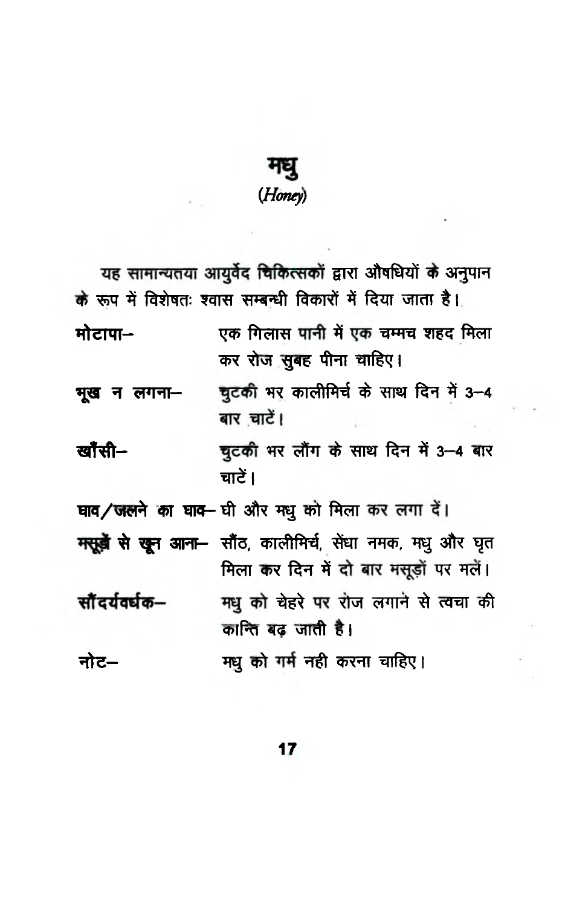# मधु
*(Honey)*

यह सामान्यतया आयुर्वेद चिकित्सकों द्वारा औषधियों के अनुपान के रूप में विशेषतः श्वास सम्बन्धी विकारों में दिया जाता है।

**मोटापा**— एक गिलास पानी में एक चम्मच शहद मिला कर रोज सुबह पीना चाहिए।

**भूख न लगना**— चुटकी भर कालीमिर्च के साथ दिन में 3–4 बार चाटें।

**खाँसी**— चुटकी भर लौंग के साथ दिन में 3–4 बार चाटें।

**घाव/जलने का घाव**— घी और मधु को मिला कर लगा दें।

**मसूड़ों से खून आना**— सौंठ, कालीमिर्च, सेंधा नमक, मधु और घृत मिला कर दिन में दो बार मसूड़ों पर मलें।

**सौंदर्यवर्धक**— मधु को चेहरे पर रोज लगाने से त्वचा की कान्ति बढ़ जाती है।

**नोट**— मधु को गर्म नही करना चाहिए।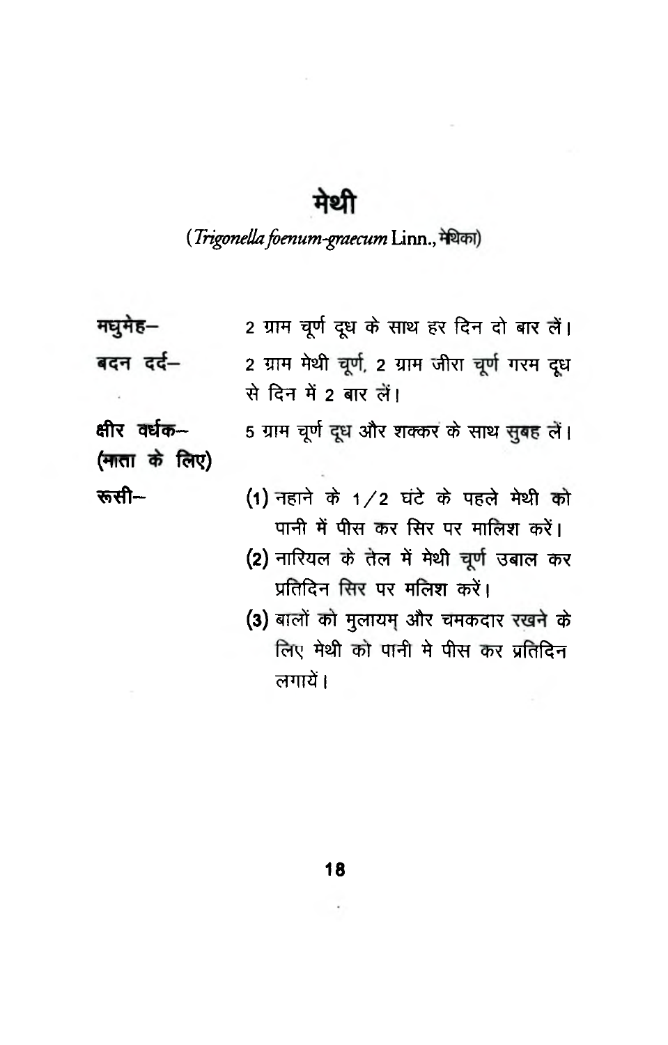# मेथी

(*Trigonella foenum-graecum* Linn., मेथिका)

**मधुमेह–** 2 ग्राम चूर्ण दूध के साथ हर दिन दो बार लें।

**बदन दर्द–** 2 ग्राम मेथी चूर्ण, 2 ग्राम जीरा चूर्ण गरम दूध से दिन में 2 बार लें।

**क्षीर वर्धक– (माता के लिए)** 5 ग्राम चूर्ण दूध और शक्कर के साथ सुबह लें।

**रूसी–**

(1) नहाने के 1/2 घंटे के पहले मेथी को पानी में पीस कर सिर पर मालिश करें।

(2) नारियल के तेल में मेथी चूर्ण उबाल कर प्रतिदिन सिर पर मलिश करें।

(3) बालों को मुलायम् और चमकदार रखने के लिए मेथी को पानी मे पीस कर प्रतिदिन लगायें।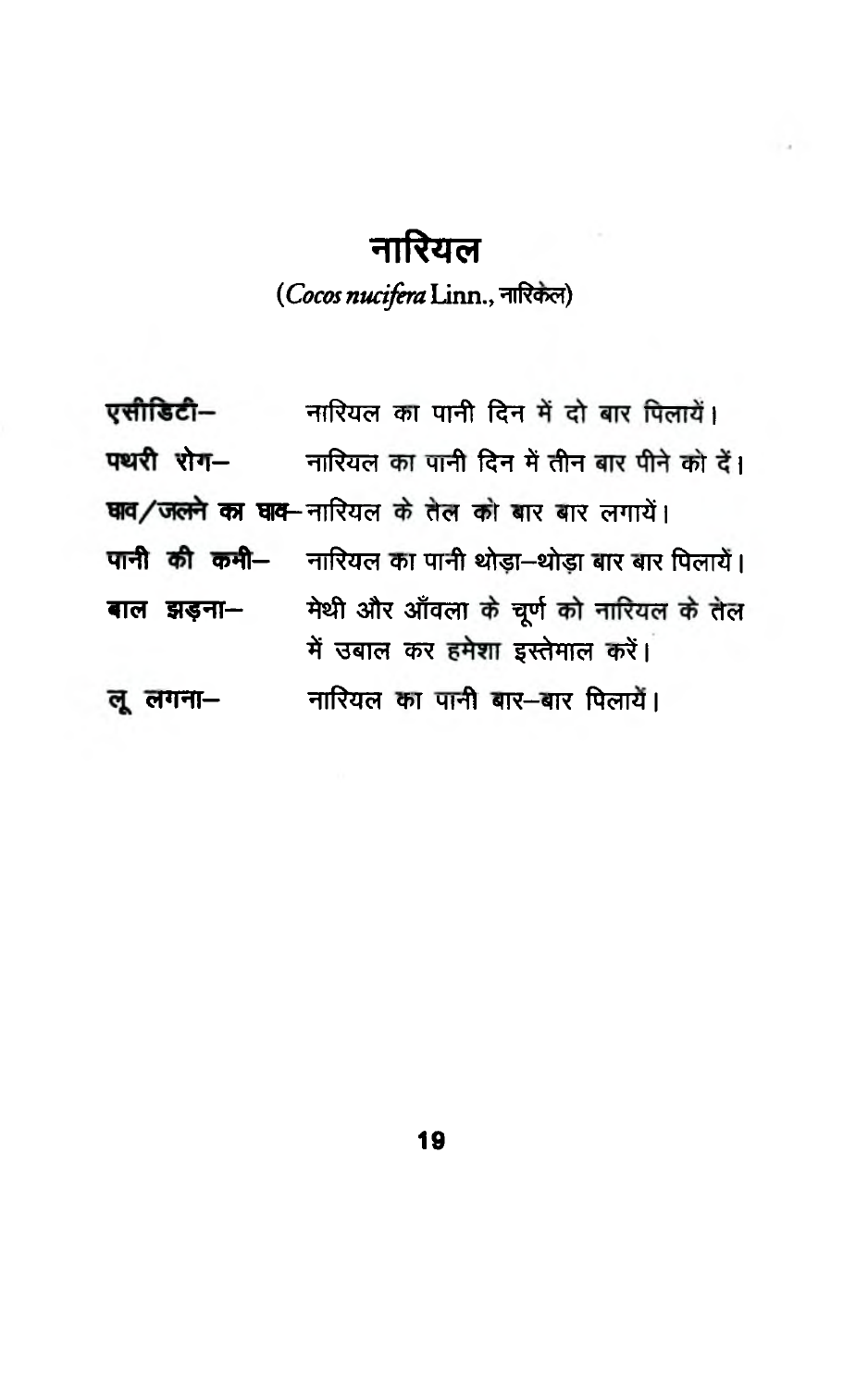# नारियल

(*Cocos nucifera* Linn., नारिकेल)

**एसीडिटी–** नारियल का पानी दिन में दो बार पिलायें।

**पथरी रोग–** नारियल का पानी दिन में तीन बार पीने को दें।

**घाव/जलने का घाव–** नारियल के तेल को बार बार लगायें।

**पानी की कमी–** नारियल का पानी थोड़ा–थोड़ा बार बार पिलायें।

**बाल झड़ना–** मेथी और आँवला के चूर्ण को नारियल के तेल में उबाल कर हमेशा इस्तेमाल करें।

**लू लगना–** नारियल का पानी बार–बार पिलायें।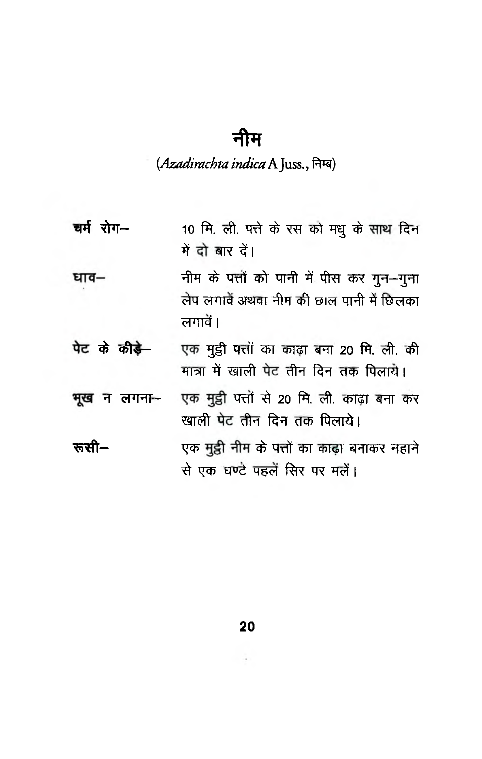# नीम

(*Azadirachta indica* A Juss., निम्ब)

**चर्म रोग–** 10 मि. ली. पत्ते के रस को मधु के साथ दिन में दो बार दें।

**घाव–** नीम के पत्तों को पानी में पीस कर गुन–गुना लेप लगावें अथवा नीम की छाल पानी में छिलका लगावें।

**पेट के कीड़े–** एक मुट्ठी पत्तों का काढ़ा बना 20 मि. ली. की मात्रा में खाली पेट तीन दिन तक पिलाये।

**भूख न लगना–** एक मुट्ठी पत्तों से 20 मि. ली. काढ़ा बना कर खाली पेट तीन दिन तक पिलाये।

**रूसी–** एक मुट्ठी नीम के पत्तों का काढ़ा बनाकर नहाने से एक घण्टे पहलें सिर पर मलें।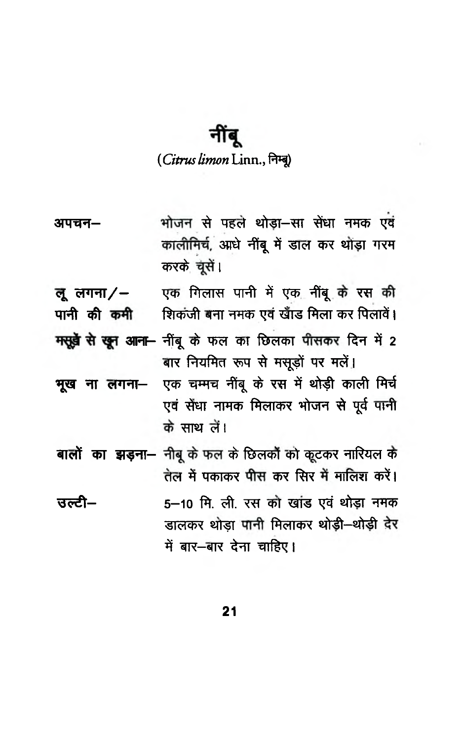# नींबू

(*Citrus limon* Linn., निम्बू)

**अपचन–** भोजन से पहले थोड़ा–सा सेंधा नमक एवं कालीमिर्च, आधे नींबू में डाल कर थोड़ा गरम करके चूसें।

**लू लगना/– पानी की कमी** एक गिलास पानी में एक नींबू के रस की शिकंजी बना नमक एवं खँाड मिला कर पिलावें।

**मसूड़ें से खून आना–** नींबू के फल का छिलका पीसकर दिन में 2 बार नियमित रूप से मसूड़ों पर मलें।

**भूख ना लगना–** एक चम्मच नींबू के रस में थोड़ी काली मिर्च एवं सेंधा नामक मिलाकर भोजन से पूर्व पानी के साथ लें।

**बालों का झड़ना–** नीबू के फल के छिलकों को कूटकर नारियल के तेल में पकाकर पीस कर सिर में मालिश करें।

**उल्टी–** 5–10 मि. ली. रस को खांड एवं थोड़ा नमक डालकर थोड़ा पानी मिलाकर थोड़ी–थोड़ी देर में बार–बार देना चाहिए।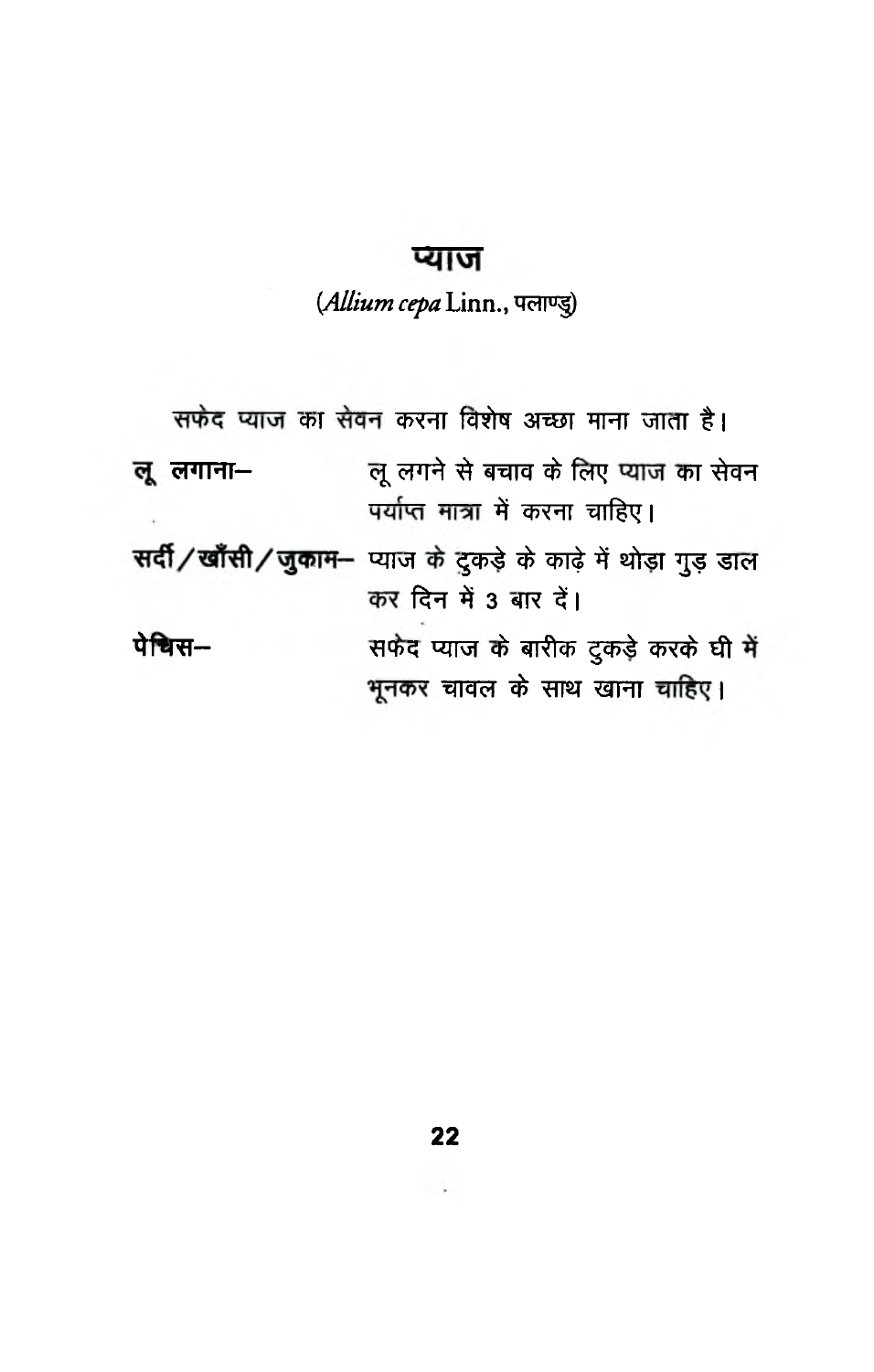# प्याज

(*Allium cepa* Linn., पलाण्डु)

सफेद प्याज का सेवन करना विशेष अच्छा माना जाता है।

**लू लगाना–** लू लगने से बचाव के लिए प्याज का सेवन पर्याप्त मात्रा में करना चाहिए।

**सर्दी/खाँसी/जुकाम–** प्याज के टुकड़े के काढ़े में थोड़ा गुड़ डाल कर दिन में 3 बार दें।

**पेचिस–** सफेद प्याज के बारीक टुकड़े करके घी में भूनकर चावल के साथ खाना चाहिए।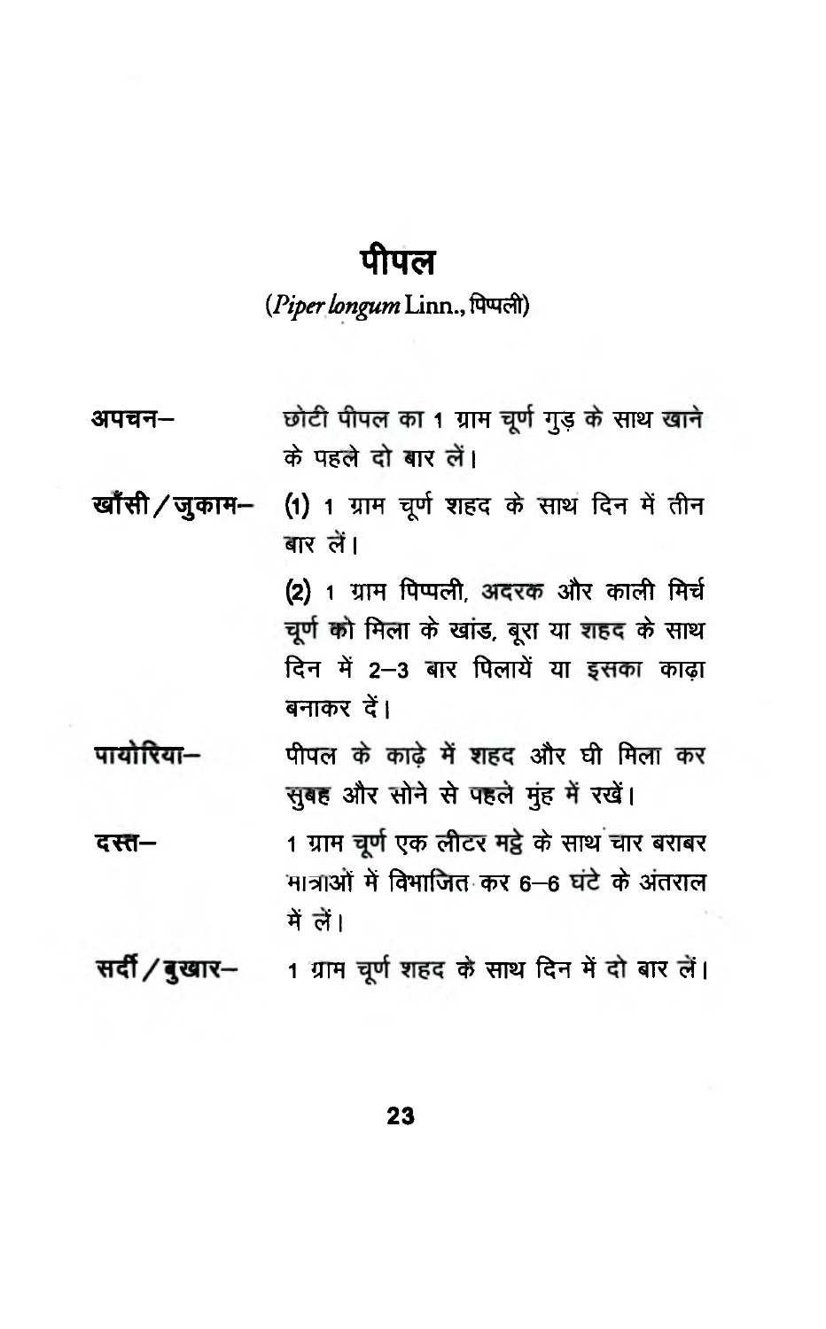# पीपल

(*Piper longum* Linn., पिप्पली)

**अपचन–** छोटी पीपल का 1 ग्राम चूर्ण गुड़ के साथ खाने के पहले दो बार लें।

**खाँसी/जुकाम–** (1) 1 ग्राम चूर्ण शहद के साथ दिन में तीन बार लें।

(2) 1 ग्राम पिप्पली, अदरक और काली मिर्च चूर्ण को मिला के खांड, बूरा या शहद के साथ दिन में 2–3 बार पिलायें या इसका काढ़ा बनाकर दें।

**पायोरिया–** पीपल के काढ़े में शहद और घी मिला कर सुबह और सोने से पहले मुंह में रखें।

**दस्त–** 1 ग्राम चूर्ण एक लीटर मट्ठे के साथ चार बराबर मात्राओं में विभाजित कर 6–6 घंटे के अंतराल में लें।

**सर्दी/बुखार–** 1 ग्राम चूर्ण शहद के साथ दिन में दो बार लें।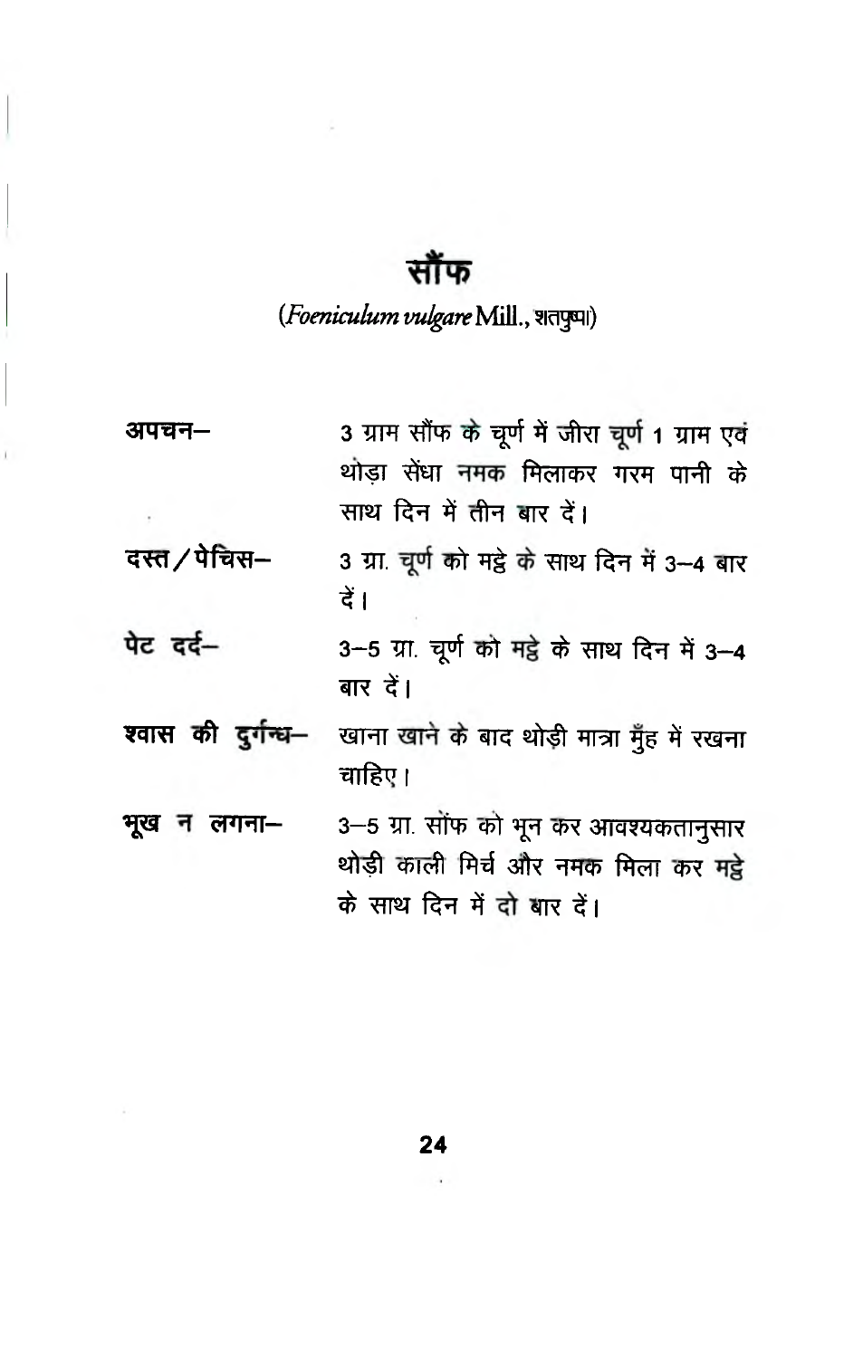# सौंफ

(*Foeniculum vulgare* Mill., शतपुष्पा)

**अपचन–** 3 ग्राम सौंफ के चूर्ण में जीरा चूर्ण 1 ग्राम एवं थोड़ा सेंधा नमक मिलाकर गरम पानी के साथ दिन में तीन बार दें।

**दस्त/पेचिस–** 3 ग्रा. चूर्ण को मट्ठे के साथ दिन में 3–4 बार दें।

**पेट दर्द–** 3–5 ग्रा. चूर्ण को मट्ठे के साथ दिन में 3–4 बार दें।

**श्वास की दुर्गन्ध–** खाना खाने के बाद थोड़ी मात्रा मुँह में रखना चाहिए।

**भूख न लगना–** 3–5 ग्रा. सोंफ को भून कर आवश्यकतानुसार थोड़ी काली मिर्च और नमक मिला कर मट्ठे के साथ दिन में दो बार दें।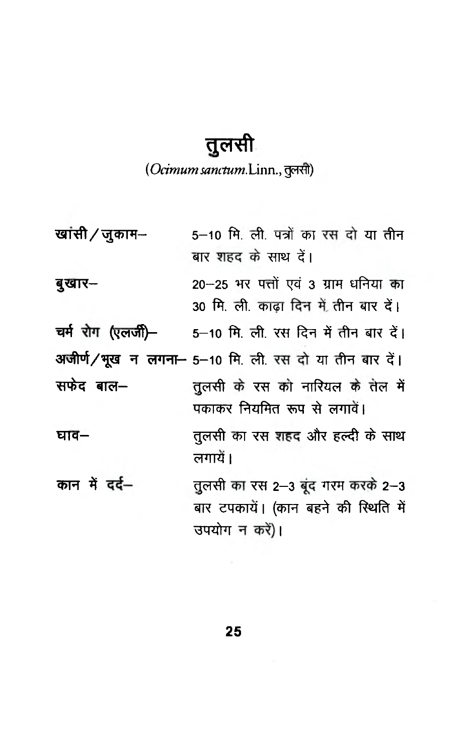# तुलसी

(*Ocimum sanctum*.Linn., तुलसी)

| | |
|---|---|
| **खांसी / जुकाम–** | 5–10 मि. ली. पत्रों का रस दो या तीन बार शहद के साथ दें। |
| **बुखार–** | 20–25 भर पत्तों एवं 3 ग्राम धनिया का 30 मि. ली. काढ़ा दिन में तीन बार दें। |
| **चर्म रोग (एलर्जी)–** | 5–10 मि. ली. रस दिन में तीन बार दें। |
| **अजीर्ण / भूख न लगना–** | 5–10 मि. ली. रस दो या तीन बार दें। |
| **सफेद बाल–** | तुलसी के रस को नारियल के तेल में पकाकर नियमित रूप से लगावें। |
| **घाव–** | तुलसी का रस शहद और हल्दी के साथ लगायें। |
| **कान में दर्द–** | तुलसी का रस 2–3 बूंद गरम करके 2–3 बार टपकायें। (कान बहने की स्थिति में उपयोग न करें)। |